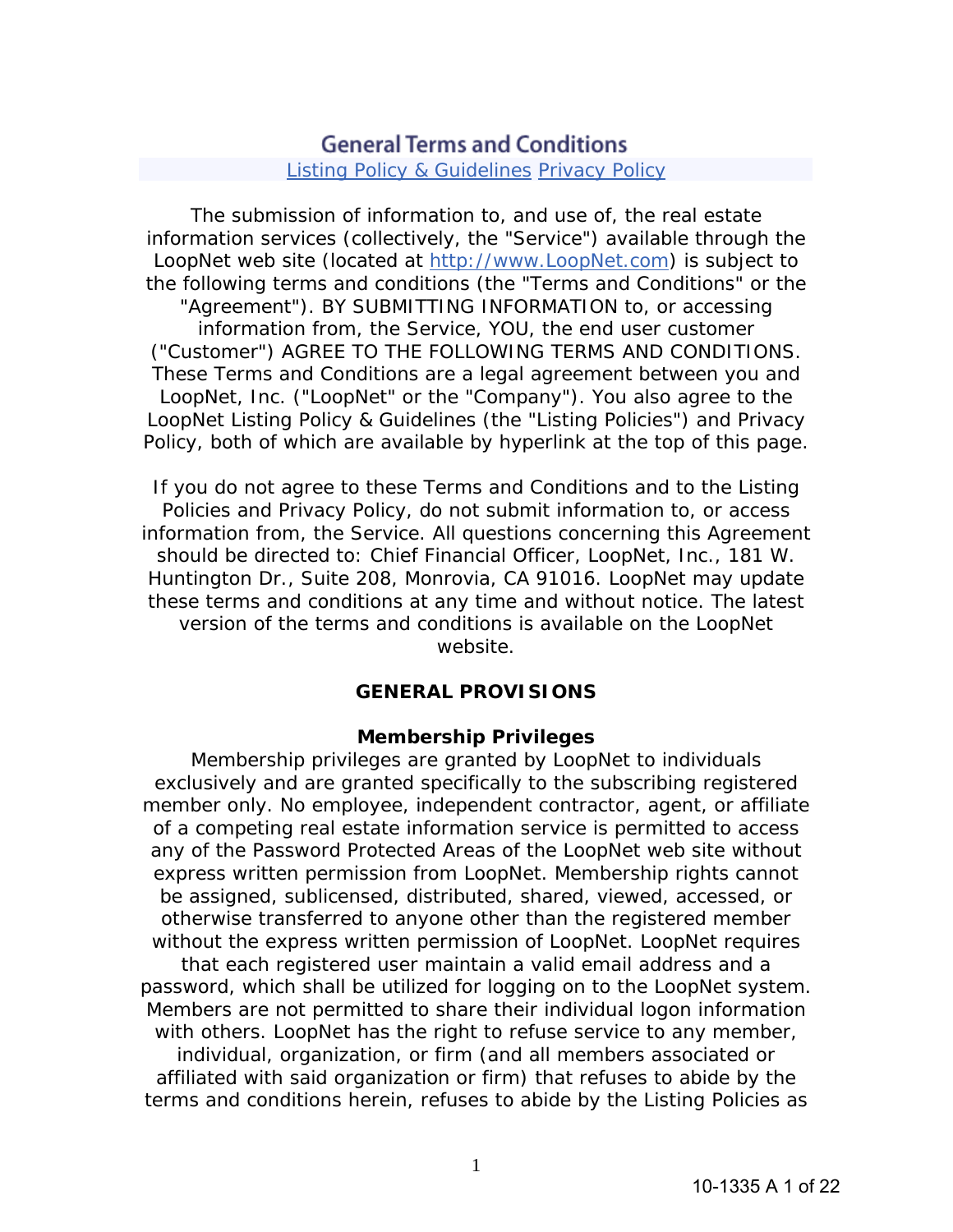# General Terms and Conditions

[Listing Policy & Guidelines](#) [Privacy Policy](#)

The submission of information to, and use of, the real estate information services (collectively, the "Service") available through the LoopNet web site (located at http://www.LoopNet.com) is subject to the following terms and conditions (the "Terms and Conditions" or the "Agreement"). BY SUBMITTING INFORMATION to, or accessing information from, the Service, YOU, the end user customer ("Customer") AGREE TO THE FOLLOWING TERMS AND CONDITIONS. These Terms and Conditions are a legal agreement between you and LoopNet, Inc. ("LoopNet" or the "Company"). You also agree to the LoopNet Listing Policy & Guidelines (the "Listing Policies") and Privacy Policy, both of which are available by hyperlink at the top of this page.

If you do not agree to these Terms and Conditions and to the Listing Policies and Privacy Policy, do not submit information to, or access information from, the Service. All questions concerning this Agreement should be directed to: Chief Financial Officer, LoopNet, Inc., 181 W. Huntington Dr., Suite 208, Monrovia, CA 91016. LoopNet may update these terms and conditions at any time and without notice. The latest version of the terms and conditions is available on the LoopNet website.

## GENERAL PROVISIONS

### Membership Privileges

Membership privileges are granted by LoopNet to individuals exclusively and are granted specifically to the subscribing registered member only. No employee, independent contractor, agent, or affiliate of a competing real estate information service is permitted to access any of the Password Protected Areas of the LoopNet web site without express written permission from LoopNet. Membership rights cannot be assigned, sublicensed, distributed, shared, viewed, accessed, or otherwise transferred to anyone other than the registered member without the express written permission of LoopNet. LoopNet requires that each registered user maintain a valid email address and a password, which shall be utilized for logging on to the LoopNet system. Members are not permitted to share their individual logon information with others. LoopNet has the right to refuse service to any member, individual, organization, or firm (and all members associated or affiliated with said organization or firm) that refuses to abide by the terms and conditions herein, refuses to abide by the Listing Policies as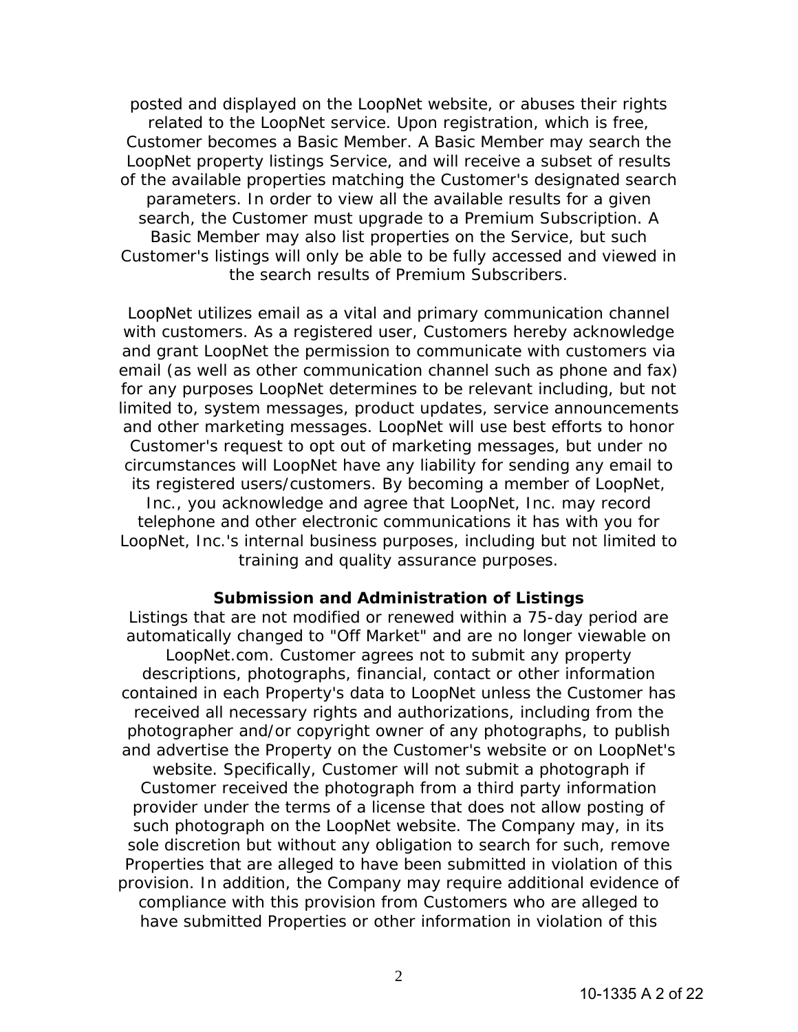posted and displayed on the LoopNet website, or abuses their rights related to the LoopNet service. Upon registration, which is free, Customer becomes a Basic Member. A Basic Member may search the LoopNet property listings Service, and will receive a subset of results of the available properties matching the Customer's designated search parameters. In order to view all the available results for a given search, the Customer must upgrade to a Premium Subscription. A Basic Member may also list properties on the Service, but such Customer's listings will only be able to be fully accessed and viewed in the search results of Premium Subscribers.

LoopNet utilizes email as a vital and primary communication channel with customers. As a registered user, Customers hereby acknowledge and grant LoopNet the permission to communicate with customers via email (as well as other communication channel such as phone and fax) for any purposes LoopNet determines to be relevant including, but not limited to, system messages, product updates, service announcements and other marketing messages. LoopNet will use best efforts to honor Customer's request to opt out of marketing messages, but under no circumstances will LoopNet have any liability for sending any email to its registered users/customers. By becoming a member of LoopNet, Inc., you acknowledge and agree that LoopNet, Inc. may record telephone and other electronic communications it has with you for LoopNet, Inc.'s internal business purposes, including but not limited to training and quality assurance purposes.

### Submission and Administration of Listings

Listings that are not modified or renewed within a 75-day period are automatically changed to "Off Market" and are no longer viewable on LoopNet.com. Customer agrees not to submit any property descriptions, photographs, financial, contact or other information contained in each Property's data to LoopNet unless the Customer has received all necessary rights and authorizations, including from the photographer and/or copyright owner of any photographs, to publish and advertise the Property on the Customer's website or on LoopNet's website. Specifically, Customer will not submit a photograph if Customer received the photograph from a third party information provider under the terms of a license that does not allow posting of such photograph on the LoopNet website. The Company may, in its sole discretion but without any obligation to search for such, remove Properties that are alleged to have been submitted in violation of this provision. In addition, the Company may require additional evidence of compliance with this provision from Customers who are alleged to have submitted Properties or other information in violation of this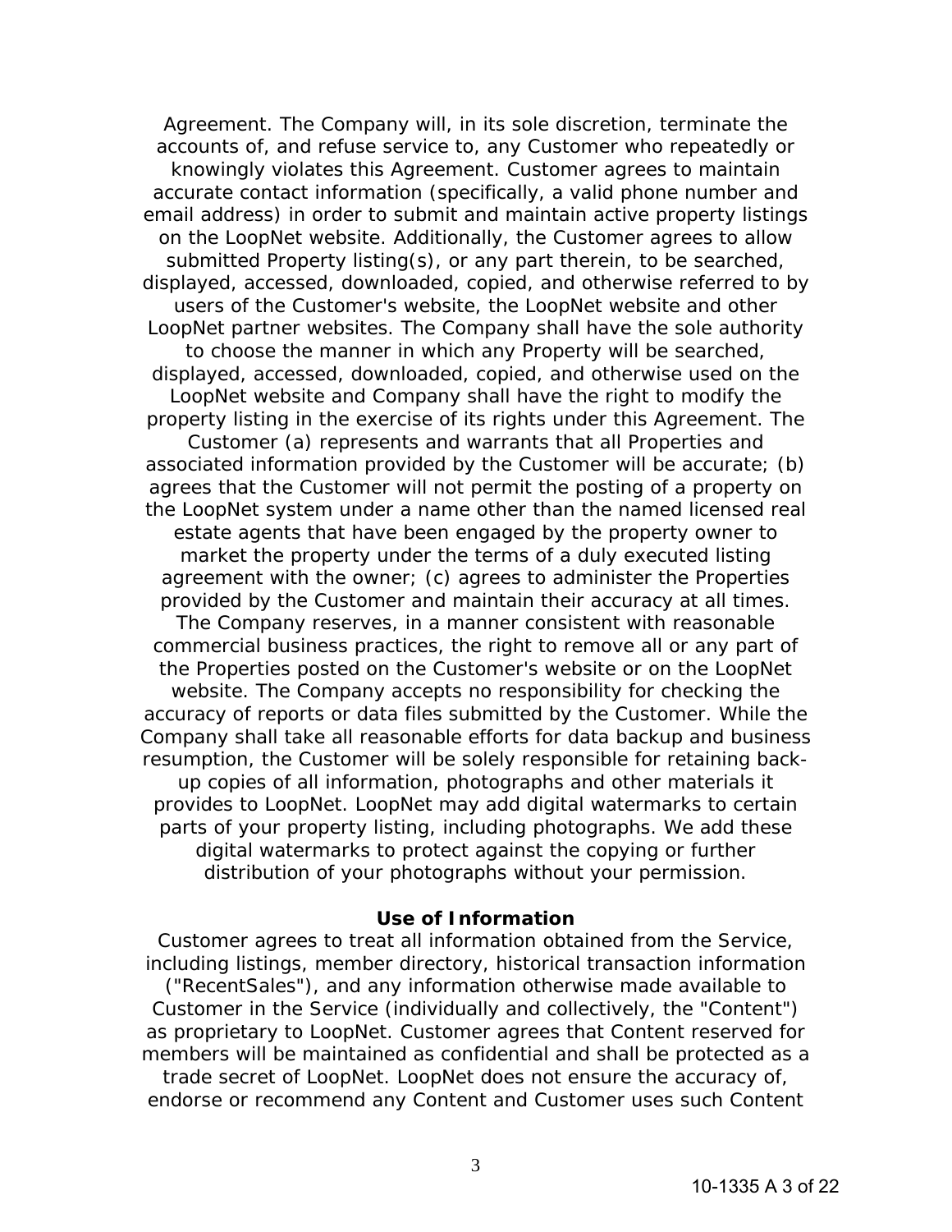Agreement. The Company will, in its sole discretion, terminate the accounts of, and refuse service to, any Customer who repeatedly or knowingly violates this Agreement. Customer agrees to maintain accurate contact information (specifically, a valid phone number and email address) in order to submit and maintain active property listings on the LoopNet website. Additionally, the Customer agrees to allow submitted Property listing(s), or any part therein, to be searched, displayed, accessed, downloaded, copied, and otherwise referred to by users of the Customer's website, the LoopNet website and other LoopNet partner websites. The Company shall have the sole authority to choose the manner in which any Property will be searched, displayed, accessed, downloaded, copied, and otherwise used on the LoopNet website and Company shall have the right to modify the property listing in the exercise of its rights under this Agreement. The Customer (a) represents and warrants that all Properties and associated information provided by the Customer will be accurate; (b) agrees that the Customer will not permit the posting of a property on the LoopNet system under a name other than the named licensed real estate agents that have been engaged by the property owner to market the property under the terms of a duly executed listing agreement with the owner; (c) agrees to administer the Properties provided by the Customer and maintain their accuracy at all times. The Company reserves, in a manner consistent with reasonable commercial business practices, the right to remove all or any part of the Properties posted on the Customer's website or on the LoopNet website. The Company accepts no responsibility for checking the accuracy of reports or data files submitted by the Customer. While the Company shall take all reasonable efforts for data backup and business resumption, the Customer will be solely responsible for retaining back-up copies of all information, photographs and other materials it provides to LoopNet. LoopNet may add digital watermarks to certain parts of your property listing, including photographs. We add these digital watermarks to protect against the copying or further distribution of your photographs without your permission.

**Use of Information**

Customer agrees to treat all information obtained from the Service, including listings, member directory, historical transaction information ("RecentSales"), and any information otherwise made available to Customer in the Service (individually and collectively, the "Content") as proprietary to LoopNet. Customer agrees that Content reserved for members will be maintained as confidential and shall be protected as a trade secret of LoopNet. LoopNet does not ensure the accuracy of, endorse or recommend any Content and Customer uses such Content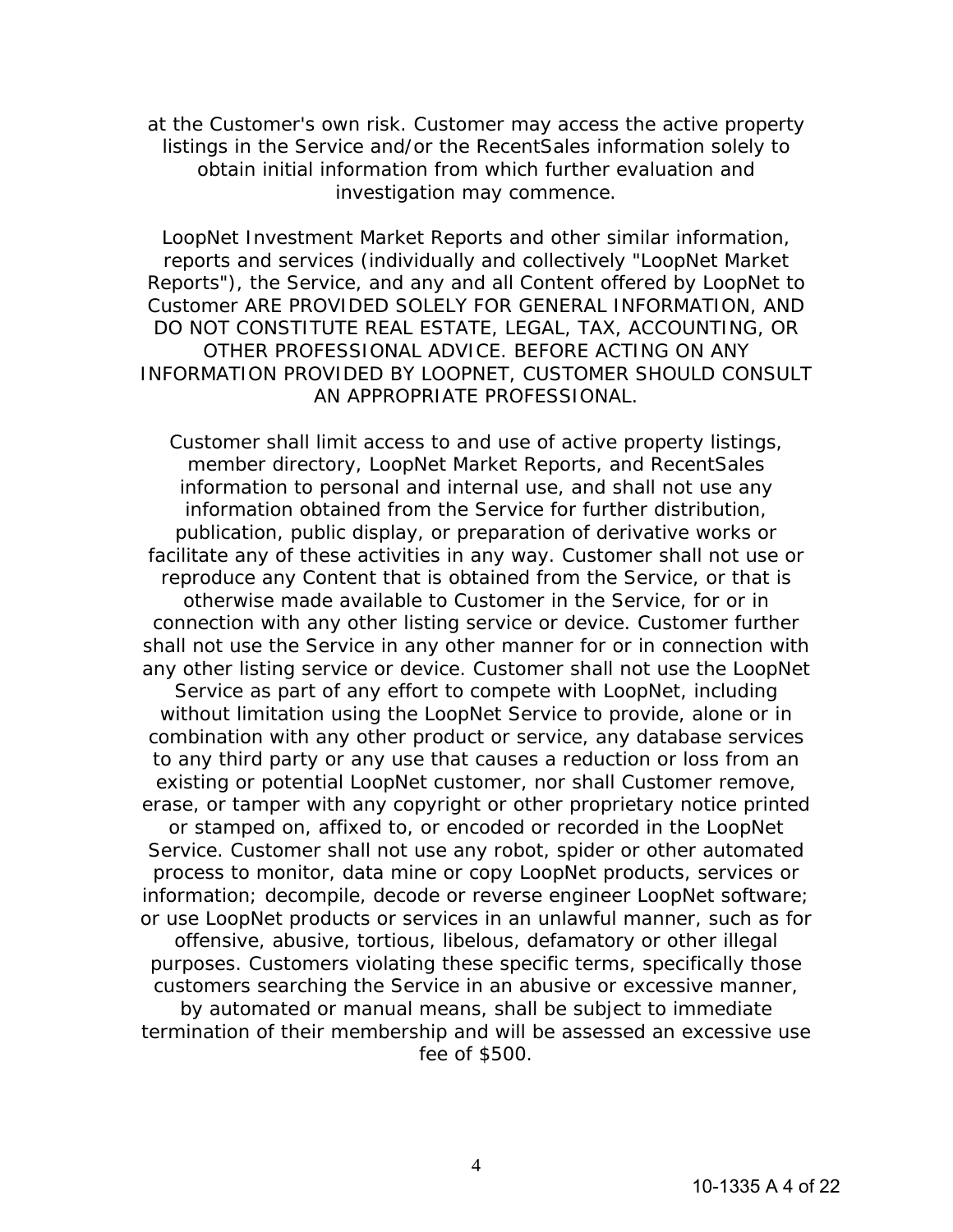at the Customer's own risk. Customer may access the active property listings in the Service and/or the RecentSales information solely to obtain initial information from which further evaluation and investigation may commence.

LoopNet Investment Market Reports and other similar information, reports and services (individually and collectively "LoopNet Market Reports"), the Service, and any and all Content offered by LoopNet to Customer ARE PROVIDED SOLELY FOR GENERAL INFORMATION, AND DO NOT CONSTITUTE REAL ESTATE, LEGAL, TAX, ACCOUNTING, OR OTHER PROFESSIONAL ADVICE. BEFORE ACTING ON ANY INFORMATION PROVIDED BY LOOPNET, CUSTOMER SHOULD CONSULT AN APPROPRIATE PROFESSIONAL.

Customer shall limit access to and use of active property listings, member directory, LoopNet Market Reports, and RecentSales information to personal and internal use, and shall not use any information obtained from the Service for further distribution, publication, public display, or preparation of derivative works or facilitate any of these activities in any way. Customer shall not use or reproduce any Content that is obtained from the Service, or that is otherwise made available to Customer in the Service, for or in connection with any other listing service or device. Customer further shall not use the Service in any other manner for or in connection with any other listing service or device. Customer shall not use the LoopNet Service as part of any effort to compete with LoopNet, including without limitation using the LoopNet Service to provide, alone or in combination with any other product or service, any database services to any third party or any use that causes a reduction or loss from an existing or potential LoopNet customer, nor shall Customer remove, erase, or tamper with any copyright or other proprietary notice printed or stamped on, affixed to, or encoded or recorded in the LoopNet Service. Customer shall not use any robot, spider or other automated process to monitor, data mine or copy LoopNet products, services or information; decompile, decode or reverse engineer LoopNet software; or use LoopNet products or services in an unlawful manner, such as for offensive, abusive, tortious, libelous, defamatory or other illegal purposes. Customers violating these specific terms, specifically those customers searching the Service in an abusive or excessive manner, by automated or manual means, shall be subject to immediate termination of their membership and will be assessed an excessive use fee of $500.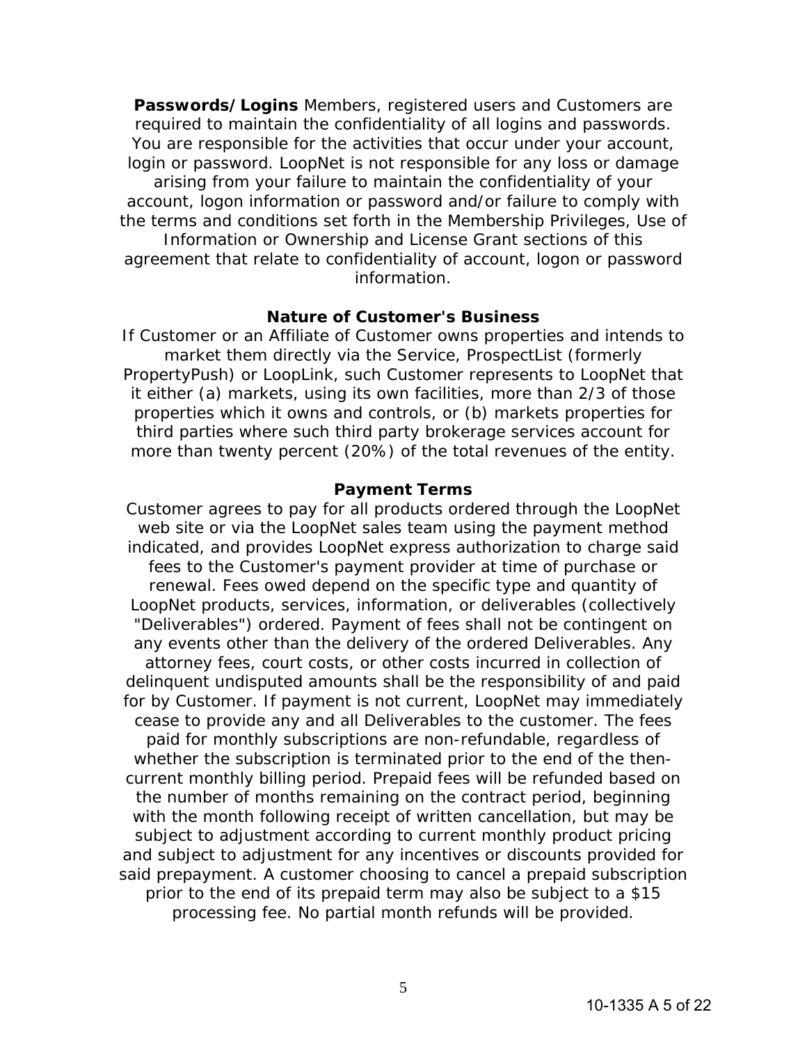**Passwords/Logins** Members, registered users and Customers are required to maintain the confidentiality of all logins and passwords. You are responsible for the activities that occur under your account, login or password. LoopNet is not responsible for any loss or damage arising from your failure to maintain the confidentiality of your account, logon information or password and/or failure to comply with the terms and conditions set forth in the Membership Privileges, Use of Information or Ownership and License Grant sections of this agreement that relate to confidentiality of account, logon or password information.

**Nature of Customer's Business**

If Customer or an Affiliate of Customer owns properties and intends to market them directly via the Service, ProspectList (formerly PropertyPush) or LoopLink, such Customer represents to LoopNet that it either (a) markets, using its own facilities, more than 2/3 of those properties which it owns and controls, or (b) markets properties for third parties where such third party brokerage services account for more than twenty percent (20%) of the total revenues of the entity.

**Payment Terms**

Customer agrees to pay for all products ordered through the LoopNet web site or via the LoopNet sales team using the payment method indicated, and provides LoopNet express authorization to charge said fees to the Customer's payment provider at time of purchase or renewal. Fees owed depend on the specific type and quantity of LoopNet products, services, information, or deliverables (collectively "Deliverables") ordered. Payment of fees shall not be contingent on any events other than the delivery of the ordered Deliverables. Any attorney fees, court costs, or other costs incurred in collection of delinquent undisputed amounts shall be the responsibility of and paid for by Customer. If payment is not current, LoopNet may immediately cease to provide any and all Deliverables to the customer. The fees paid for monthly subscriptions are non-refundable, regardless of whether the subscription is terminated prior to the end of the then-current monthly billing period. Prepaid fees will be refunded based on the number of months remaining on the contract period, beginning with the month following receipt of written cancellation, but may be subject to adjustment according to current monthly product pricing and subject to adjustment for any incentives or discounts provided for said prepayment. A customer choosing to cancel a prepaid subscription prior to the end of its prepaid term may also be subject to a $15 processing fee. No partial month refunds will be provided.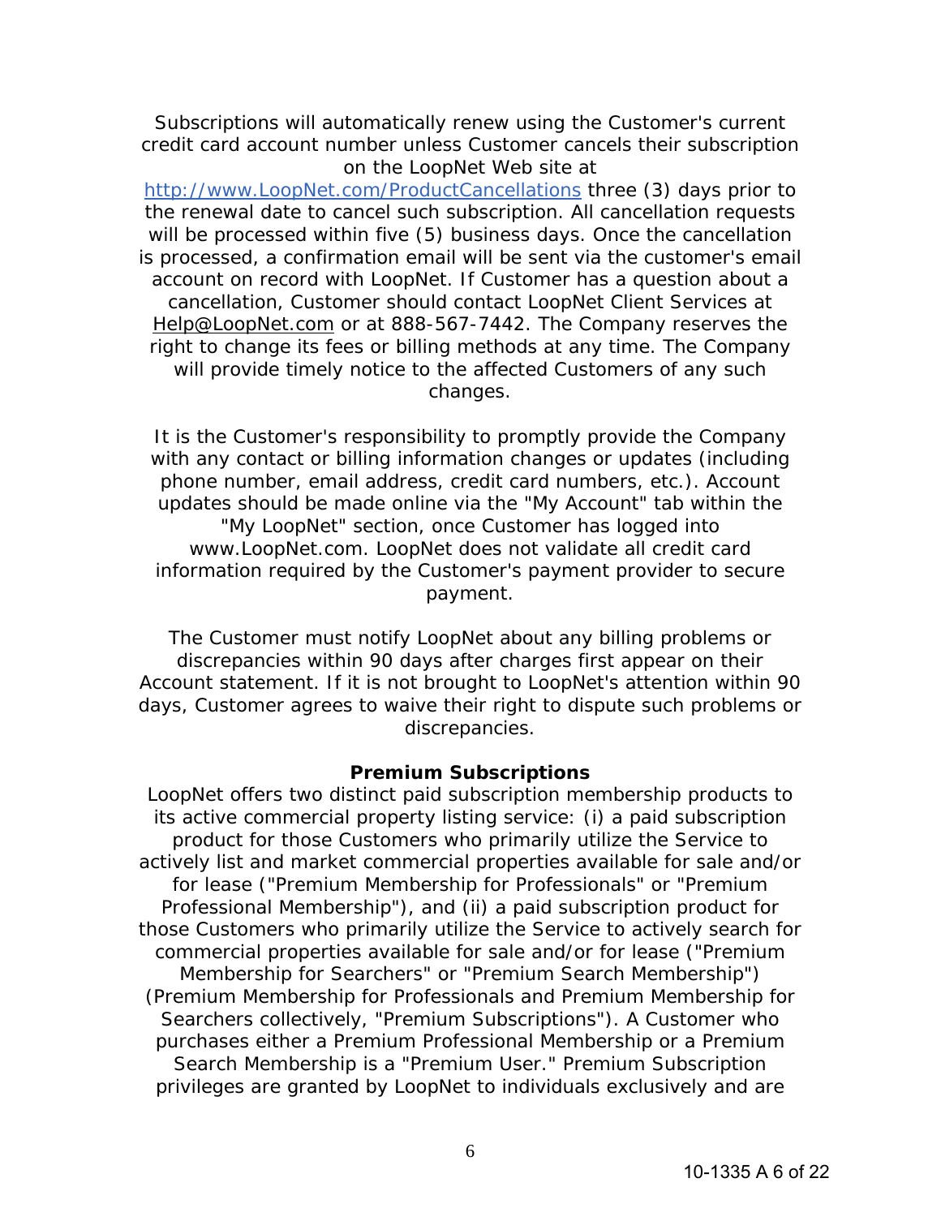Subscriptions will automatically renew using the Customer's current credit card account number unless Customer cancels their subscription on the LoopNet Web site at http://www.LoopNet.com/ProductCancellations three (3) days prior to the renewal date to cancel such subscription. All cancellation requests will be processed within five (5) business days. Once the cancellation is processed, a confirmation email will be sent via the customer's email account on record with LoopNet. If Customer has a question about a cancellation, Customer should contact LoopNet Client Services at Help@LoopNet.com or at 888-567-7442. The Company reserves the right to change its fees or billing methods at any time. The Company will provide timely notice to the affected Customers of any such changes.

It is the Customer's responsibility to promptly provide the Company with any contact or billing information changes or updates (including phone number, email address, credit card numbers, etc.). Account updates should be made online via the "My Account" tab within the "My LoopNet" section, once Customer has logged into www.LoopNet.com. LoopNet does not validate all credit card information required by the Customer's payment provider to secure payment.

The Customer must notify LoopNet about any billing problems or discrepancies within 90 days after charges first appear on their Account statement. If it is not brought to LoopNet's attention within 90 days, Customer agrees to waive their right to dispute such problems or discrepancies.

**Premium Subscriptions**

LoopNet offers two distinct paid subscription membership products to its active commercial property listing service: (i) a paid subscription product for those Customers who primarily utilize the Service to actively list and market commercial properties available for sale and/or for lease ("Premium Membership for Professionals" or "Premium Professional Membership"), and (ii) a paid subscription product for those Customers who primarily utilize the Service to actively search for commercial properties available for sale and/or for lease ("Premium Membership for Searchers" or "Premium Search Membership") (Premium Membership for Professionals and Premium Membership for Searchers collectively, "Premium Subscriptions"). A Customer who purchases either a Premium Professional Membership or a Premium Search Membership is a "Premium User." Premium Subscription privileges are granted by LoopNet to individuals exclusively and are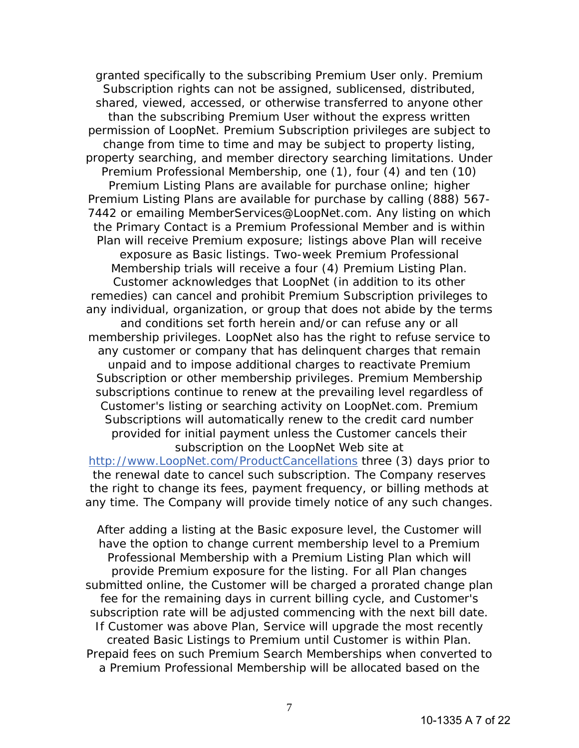granted specifically to the subscribing Premium User only. Premium Subscription rights can not be assigned, sublicensed, distributed, shared, viewed, accessed, or otherwise transferred to anyone other than the subscribing Premium User without the express written permission of LoopNet. Premium Subscription privileges are subject to change from time to time and may be subject to property listing, property searching, and member directory searching limitations. Under Premium Professional Membership, one (1), four (4) and ten (10) Premium Listing Plans are available for purchase online; higher Premium Listing Plans are available for purchase by calling (888) 567-7442 or emailing MemberServices@LoopNet.com. Any listing on which the Primary Contact is a Premium Professional Member and is within Plan will receive Premium exposure; listings above Plan will receive exposure as Basic listings. Two-week Premium Professional Membership trials will receive a four (4) Premium Listing Plan. Customer acknowledges that LoopNet (in addition to its other remedies) can cancel and prohibit Premium Subscription privileges to any individual, organization, or group that does not abide by the terms and conditions set forth herein and/or can refuse any or all membership privileges. LoopNet also has the right to refuse service to any customer or company that has delinquent charges that remain unpaid and to impose additional charges to reactivate Premium Subscription or other membership privileges. Premium Membership subscriptions continue to renew at the prevailing level regardless of Customer's listing or searching activity on LoopNet.com. Premium Subscriptions will automatically renew to the credit card number provided for initial payment unless the Customer cancels their subscription on the LoopNet Web site at [http://www.LoopNet.com/ProductCancellations](http://www.LoopNet.com/ProductCancellations) three (3) days prior to the renewal date to cancel such subscription. The Company reserves the right to change its fees, payment frequency, or billing methods at any time. The Company will provide timely notice of any such changes.

After adding a listing at the Basic exposure level, the Customer will have the option to change current membership level to a Premium Professional Membership with a Premium Listing Plan which will provide Premium exposure for the listing. For all Plan changes submitted online, the Customer will be charged a prorated change plan fee for the remaining days in current billing cycle, and Customer's subscription rate will be adjusted commencing with the next bill date. If Customer was above Plan, Service will upgrade the most recently created Basic Listings to Premium until Customer is within Plan. Prepaid fees on such Premium Search Memberships when converted to a Premium Professional Membership will be allocated based on the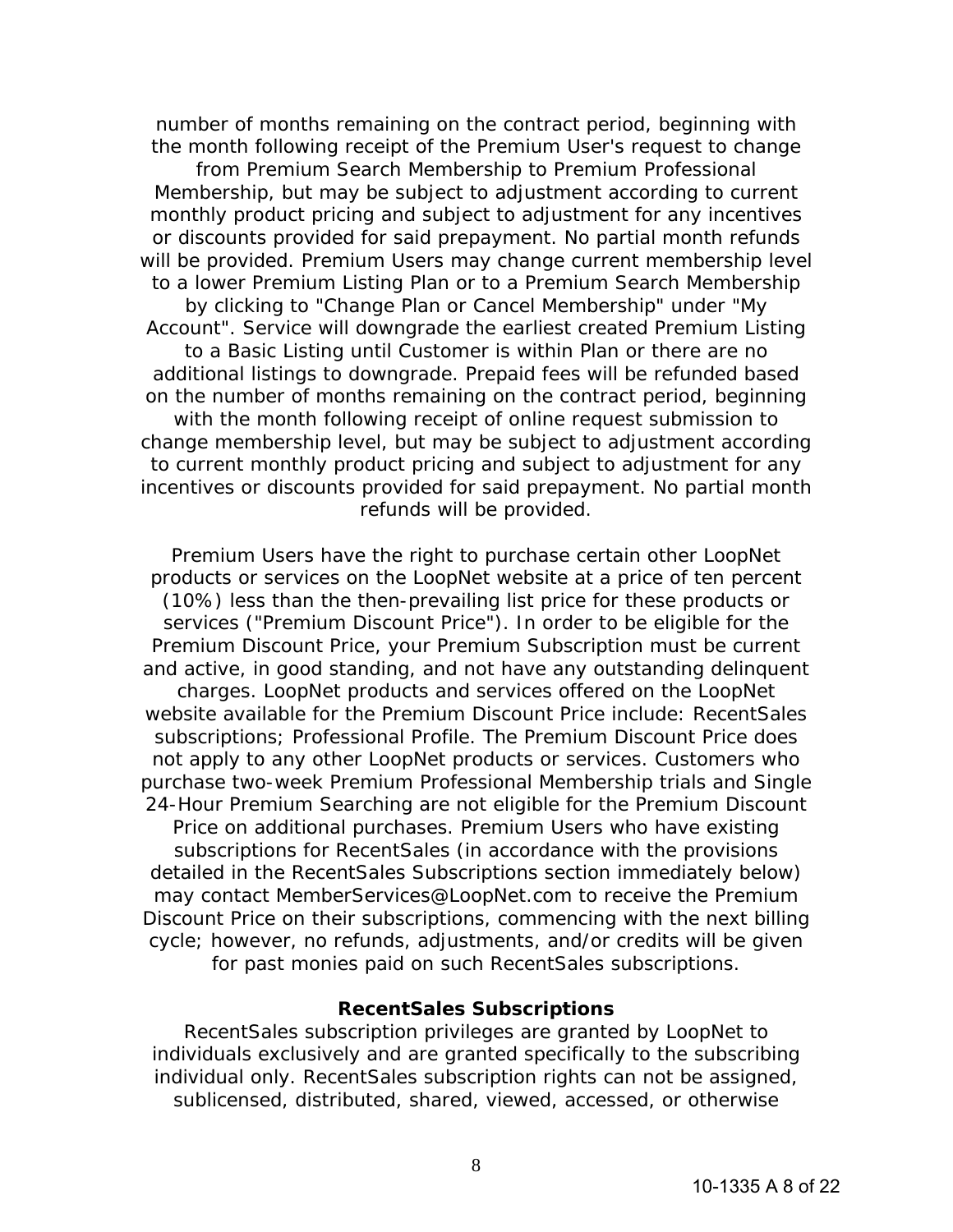number of months remaining on the contract period, beginning with the month following receipt of the Premium User's request to change from Premium Search Membership to Premium Professional Membership, but may be subject to adjustment according to current monthly product pricing and subject to adjustment for any incentives or discounts provided for said prepayment. No partial month refunds will be provided. Premium Users may change current membership level to a lower Premium Listing Plan or to a Premium Search Membership by clicking to "Change Plan or Cancel Membership" under "My Account". Service will downgrade the earliest created Premium Listing to a Basic Listing until Customer is within Plan or there are no additional listings to downgrade. Prepaid fees will be refunded based on the number of months remaining on the contract period, beginning with the month following receipt of online request submission to change membership level, but may be subject to adjustment according to current monthly product pricing and subject to adjustment for any incentives or discounts provided for said prepayment. No partial month refunds will be provided.

Premium Users have the right to purchase certain other LoopNet products or services on the LoopNet website at a price of ten percent (10%) less than the then-prevailing list price for these products or services ("Premium Discount Price"). In order to be eligible for the Premium Discount Price, your Premium Subscription must be current and active, in good standing, and not have any outstanding delinquent charges. LoopNet products and services offered on the LoopNet website available for the Premium Discount Price include: RecentSales subscriptions; Professional Profile. The Premium Discount Price does not apply to any other LoopNet products or services. Customers who purchase two-week Premium Professional Membership trials and Single 24-Hour Premium Searching are not eligible for the Premium Discount Price on additional purchases. Premium Users who have existing subscriptions for RecentSales (in accordance with the provisions detailed in the RecentSales Subscriptions section immediately below) may contact MemberServices@LoopNet.com to receive the Premium Discount Price on their subscriptions, commencing with the next billing cycle; however, no refunds, adjustments, and/or credits will be given for past monies paid on such RecentSales subscriptions.

**RecentSales Subscriptions**

RecentSales subscription privileges are granted by LoopNet to individuals exclusively and are granted specifically to the subscribing individual only. RecentSales subscription rights can not be assigned, sublicensed, distributed, shared, viewed, accessed, or otherwise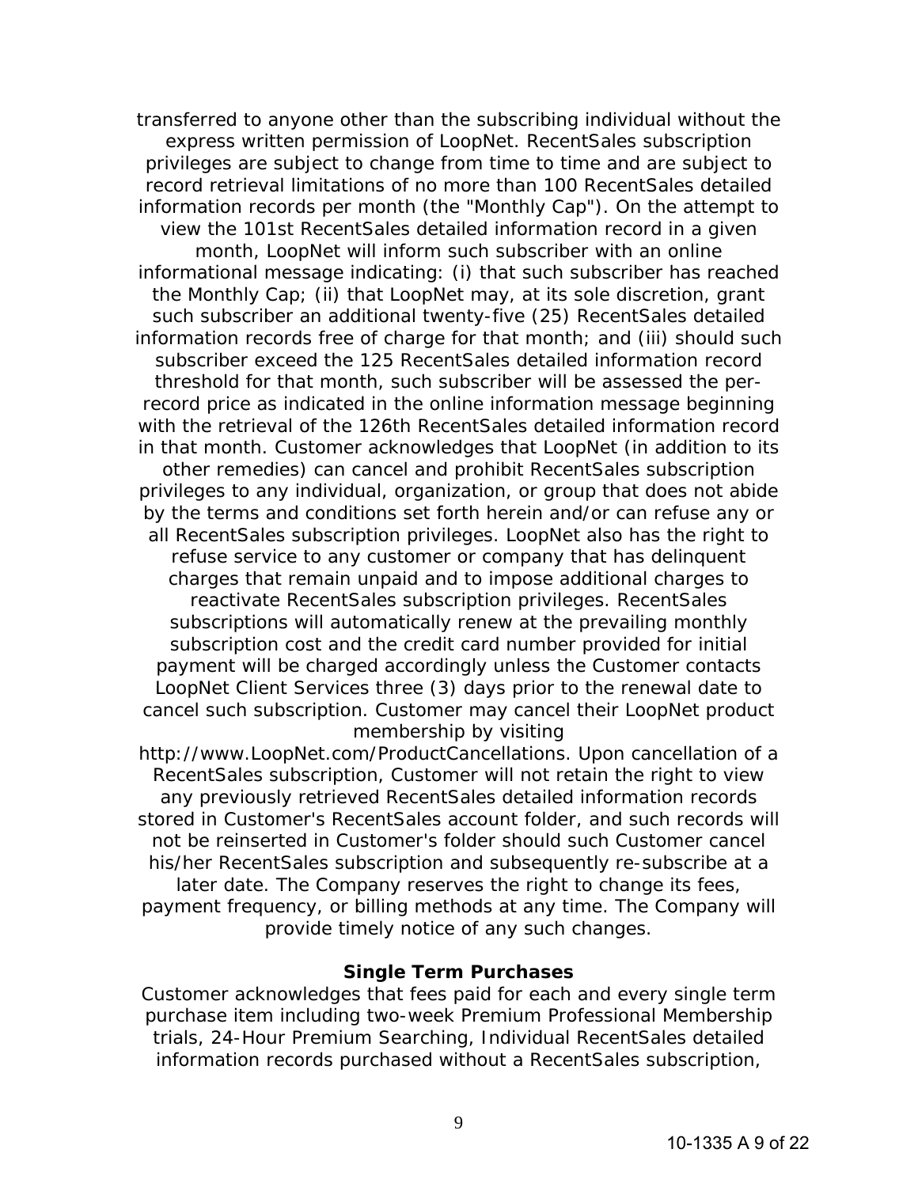transferred to anyone other than the subscribing individual without the express written permission of LoopNet. RecentSales subscription privileges are subject to change from time to time and are subject to record retrieval limitations of no more than 100 RecentSales detailed information records per month (the "Monthly Cap"). On the attempt to view the 101st RecentSales detailed information record in a given month, LoopNet will inform such subscriber with an online informational message indicating: (i) that such subscriber has reached the Monthly Cap; (ii) that LoopNet may, at its sole discretion, grant such subscriber an additional twenty-five (25) RecentSales detailed information records free of charge for that month; and (iii) should such subscriber exceed the 125 RecentSales detailed information record threshold for that month, such subscriber will be assessed the per-record price as indicated in the online information message beginning with the retrieval of the 126th RecentSales detailed information record in that month. Customer acknowledges that LoopNet (in addition to its other remedies) can cancel and prohibit RecentSales subscription privileges to any individual, organization, or group that does not abide by the terms and conditions set forth herein and/or can refuse any or all RecentSales subscription privileges. LoopNet also has the right to refuse service to any customer or company that has delinquent charges that remain unpaid and to impose additional charges to reactivate RecentSales subscription privileges. RecentSales subscriptions will automatically renew at the prevailing monthly subscription cost and the credit card number provided for initial payment will be charged accordingly unless the Customer contacts LoopNet Client Services three (3) days prior to the renewal date to cancel such subscription. Customer may cancel their LoopNet product membership by visiting http://www.LoopNet.com/ProductCancellations. Upon cancellation of a RecentSales subscription, Customer will not retain the right to view any previously retrieved RecentSales detailed information records stored in Customer's RecentSales account folder, and such records will not be reinserted in Customer's folder should such Customer cancel his/her RecentSales subscription and subsequently re-subscribe at a later date. The Company reserves the right to change its fees, payment frequency, or billing methods at any time. The Company will provide timely notice of any such changes.

**Single Term Purchases**

Customer acknowledges that fees paid for each and every single term purchase item including two-week Premium Professional Membership trials, 24-Hour Premium Searching, Individual RecentSales detailed information records purchased without a RecentSales subscription,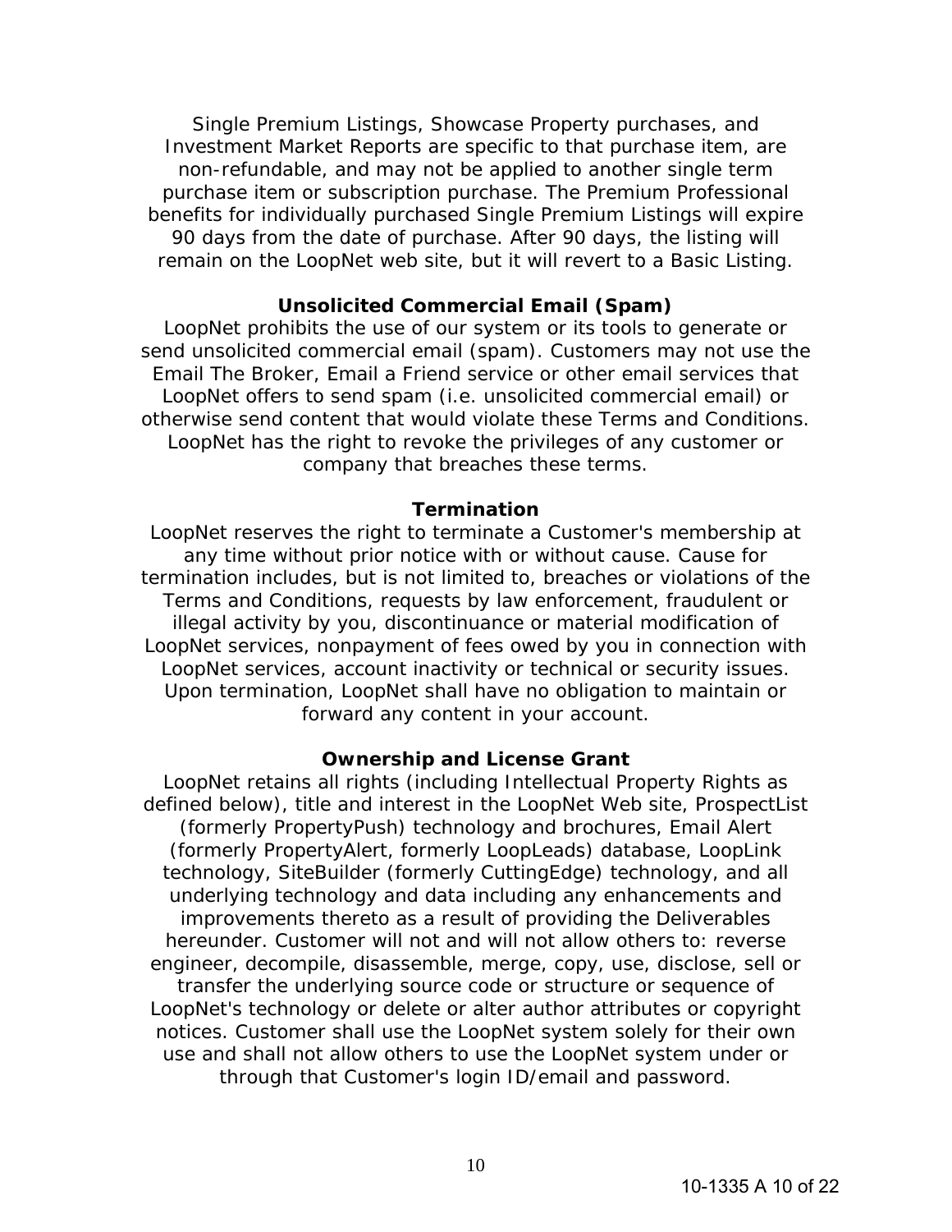Single Premium Listings, Showcase Property purchases, and Investment Market Reports are specific to that purchase item, are non-refundable, and may not be applied to another single term purchase item or subscription purchase. The Premium Professional benefits for individually purchased Single Premium Listings will expire 90 days from the date of purchase. After 90 days, the listing will remain on the LoopNet web site, but it will revert to a Basic Listing.

**Unsolicited Commercial Email (Spam)**

LoopNet prohibits the use of our system or its tools to generate or send unsolicited commercial email (spam). Customers may not use the Email The Broker, Email a Friend service or other email services that LoopNet offers to send spam (i.e. unsolicited commercial email) or otherwise send content that would violate these Terms and Conditions. LoopNet has the right to revoke the privileges of any customer or company that breaches these terms.

**Termination**

LoopNet reserves the right to terminate a Customer's membership at any time without prior notice with or without cause. Cause for termination includes, but is not limited to, breaches or violations of the Terms and Conditions, requests by law enforcement, fraudulent or illegal activity by you, discontinuance or material modification of LoopNet services, nonpayment of fees owed by you in connection with LoopNet services, account inactivity or technical or security issues. Upon termination, LoopNet shall have no obligation to maintain or forward any content in your account.

**Ownership and License Grant**

LoopNet retains all rights (including Intellectual Property Rights as defined below), title and interest in the LoopNet Web site, ProspectList (formerly PropertyPush) technology and brochures, Email Alert (formerly PropertyAlert, formerly LoopLeads) database, LoopLink technology, SiteBuilder (formerly CuttingEdge) technology, and all underlying technology and data including any enhancements and improvements thereto as a result of providing the Deliverables hereunder. Customer will not and will not allow others to: reverse engineer, decompile, disassemble, merge, copy, use, disclose, sell or transfer the underlying source code or structure or sequence of LoopNet's technology or delete or alter author attributes or copyright notices. Customer shall use the LoopNet system solely for their own use and shall not allow others to use the LoopNet system under or through that Customer's login ID/email and password.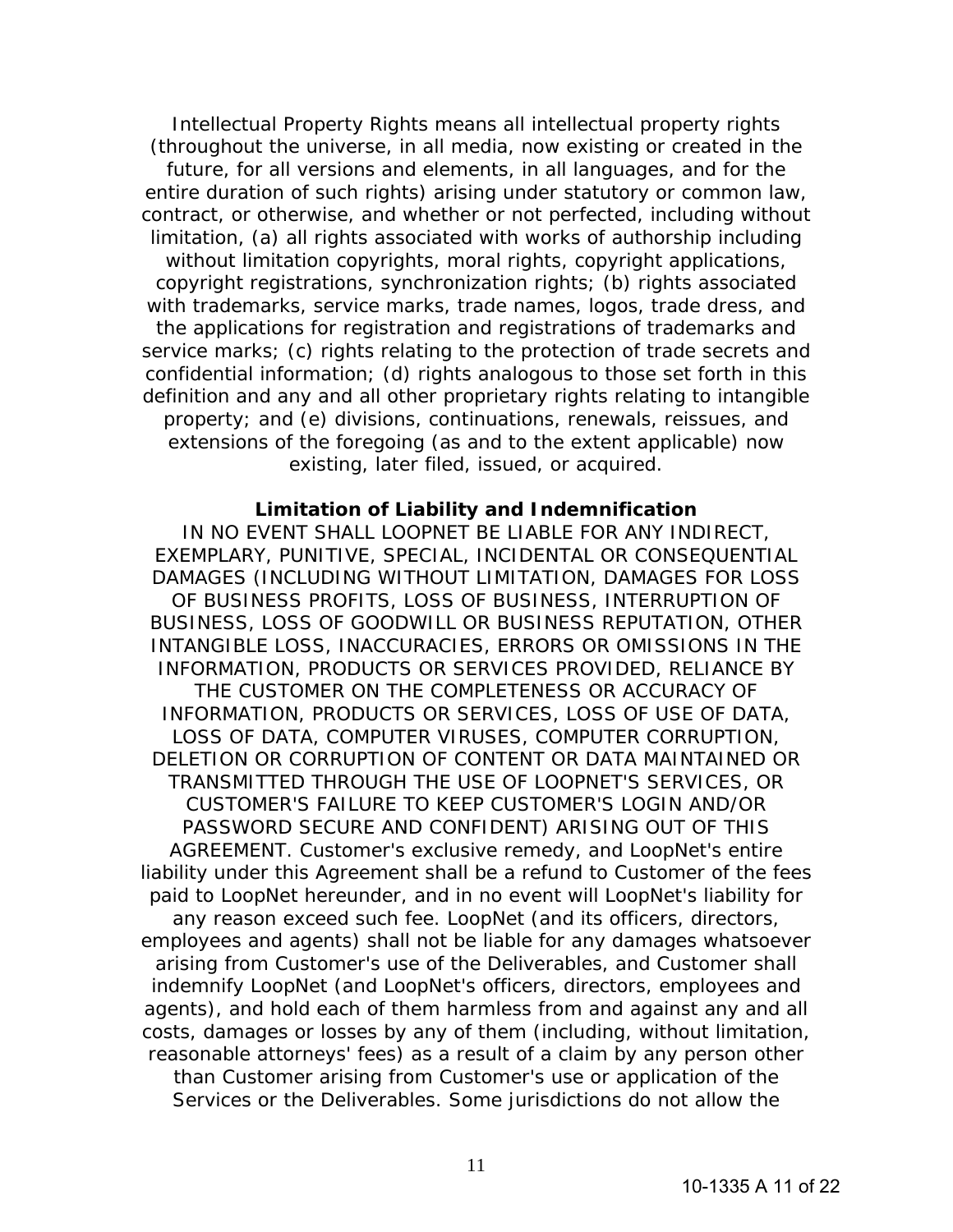Intellectual Property Rights means all intellectual property rights (throughout the universe, in all media, now existing or created in the future, for all versions and elements, in all languages, and for the entire duration of such rights) arising under statutory or common law, contract, or otherwise, and whether or not perfected, including without limitation, (a) all rights associated with works of authorship including without limitation copyrights, moral rights, copyright applications, copyright registrations, synchronization rights; (b) rights associated with trademarks, service marks, trade names, logos, trade dress, and the applications for registration and registrations of trademarks and service marks; (c) rights relating to the protection of trade secrets and confidential information; (d) rights analogous to those set forth in this definition and any and all other proprietary rights relating to intangible property; and (e) divisions, continuations, renewals, reissues, and extensions of the foregoing (as and to the extent applicable) now existing, later filed, issued, or acquired.

**Limitation of Liability and Indemnification**

IN NO EVENT SHALL LOOPNET BE LIABLE FOR ANY INDIRECT, EXEMPLARY, PUNITIVE, SPECIAL, INCIDENTAL OR CONSEQUENTIAL DAMAGES (INCLUDING WITHOUT LIMITATION, DAMAGES FOR LOSS OF BUSINESS PROFITS, LOSS OF BUSINESS, INTERRUPTION OF BUSINESS, LOSS OF GOODWILL OR BUSINESS REPUTATION, OTHER INTANGIBLE LOSS, INACCURACIES, ERRORS OR OMISSIONS IN THE INFORMATION, PRODUCTS OR SERVICES PROVIDED, RELIANCE BY THE CUSTOMER ON THE COMPLETENESS OR ACCURACY OF INFORMATION, PRODUCTS OR SERVICES, LOSS OF USE OF DATA, LOSS OF DATA, COMPUTER VIRUSES, COMPUTER CORRUPTION, DELETION OR CORRUPTION OF CONTENT OR DATA MAINTAINED OR TRANSMITTED THROUGH THE USE OF LOOPNET'S SERVICES, OR CUSTOMER'S FAILURE TO KEEP CUSTOMER'S LOGIN AND/OR PASSWORD SECURE AND CONFIDENT) ARISING OUT OF THIS AGREEMENT. Customer's exclusive remedy, and LoopNet's entire liability under this Agreement shall be a refund to Customer of the fees paid to LoopNet hereunder, and in no event will LoopNet's liability for any reason exceed such fee. LoopNet (and its officers, directors, employees and agents) shall not be liable for any damages whatsoever arising from Customer's use of the Deliverables, and Customer shall indemnify LoopNet (and LoopNet's officers, directors, employees and agents), and hold each of them harmless from and against any and all costs, damages or losses by any of them (including, without limitation, reasonable attorneys' fees) as a result of a claim by any person other than Customer arising from Customer's use or application of the Services or the Deliverables. Some jurisdictions do not allow the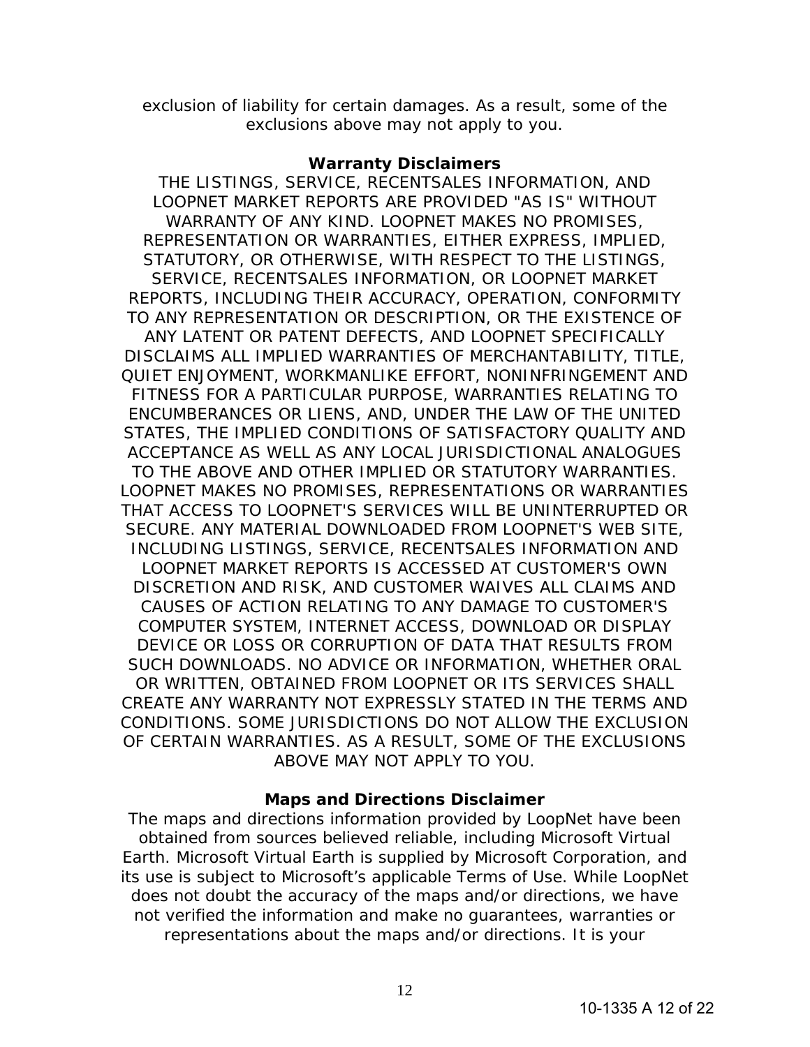exclusion of liability for certain damages. As a result, some of the exclusions above may not apply to you.

**Warranty Disclaimers**

THE LISTINGS, SERVICE, RECENTSALES INFORMATION, AND LOOPNET MARKET REPORTS ARE PROVIDED "AS IS" WITHOUT WARRANTY OF ANY KIND. LOOPNET MAKES NO PROMISES, REPRESENTATION OR WARRANTIES, EITHER EXPRESS, IMPLIED, STATUTORY, OR OTHERWISE, WITH RESPECT TO THE LISTINGS, SERVICE, RECENTSALES INFORMATION, OR LOOPNET MARKET REPORTS, INCLUDING THEIR ACCURACY, OPERATION, CONFORMITY TO ANY REPRESENTATION OR DESCRIPTION, OR THE EXISTENCE OF ANY LATENT OR PATENT DEFECTS, AND LOOPNET SPECIFICALLY DISCLAIMS ALL IMPLIED WARRANTIES OF MERCHANTABILITY, TITLE, QUIET ENJOYMENT, WORKMANLIKE EFFORT, NONINFRINGEMENT AND FITNESS FOR A PARTICULAR PURPOSE, WARRANTIES RELATING TO ENCUMBERANCES OR LIENS, AND, UNDER THE LAW OF THE UNITED STATES, THE IMPLIED CONDITIONS OF SATISFACTORY QUALITY AND ACCEPTANCE AS WELL AS ANY LOCAL JURISDICTIONAL ANALOGUES TO THE ABOVE AND OTHER IMPLIED OR STATUTORY WARRANTIES. LOOPNET MAKES NO PROMISES, REPRESENTATIONS OR WARRANTIES THAT ACCESS TO LOOPNET'S SERVICES WILL BE UNINTERRUPTED OR SECURE. ANY MATERIAL DOWNLOADED FROM LOOPNET'S WEB SITE, INCLUDING LISTINGS, SERVICE, RECENTSALES INFORMATION AND LOOPNET MARKET REPORTS IS ACCESSED AT CUSTOMER'S OWN DISCRETION AND RISK, AND CUSTOMER WAIVES ALL CLAIMS AND CAUSES OF ACTION RELATING TO ANY DAMAGE TO CUSTOMER'S COMPUTER SYSTEM, INTERNET ACCESS, DOWNLOAD OR DISPLAY DEVICE OR LOSS OR CORRUPTION OF DATA THAT RESULTS FROM SUCH DOWNLOADS. NO ADVICE OR INFORMATION, WHETHER ORAL OR WRITTEN, OBTAINED FROM LOOPNET OR ITS SERVICES SHALL CREATE ANY WARRANTY NOT EXPRESSLY STATED IN THE TERMS AND CONDITIONS. SOME JURISDICTIONS DO NOT ALLOW THE EXCLUSION OF CERTAIN WARRANTIES. AS A RESULT, SOME OF THE EXCLUSIONS ABOVE MAY NOT APPLY TO YOU.

**Maps and Directions Disclaimer**

The maps and directions information provided by LoopNet have been obtained from sources believed reliable, including Microsoft Virtual Earth. Microsoft Virtual Earth is supplied by Microsoft Corporation, and its use is subject to Microsoft's applicable Terms of Use. While LoopNet does not doubt the accuracy of the maps and/or directions, we have not verified the information and make no guarantees, warranties or representations about the maps and/or directions. It is your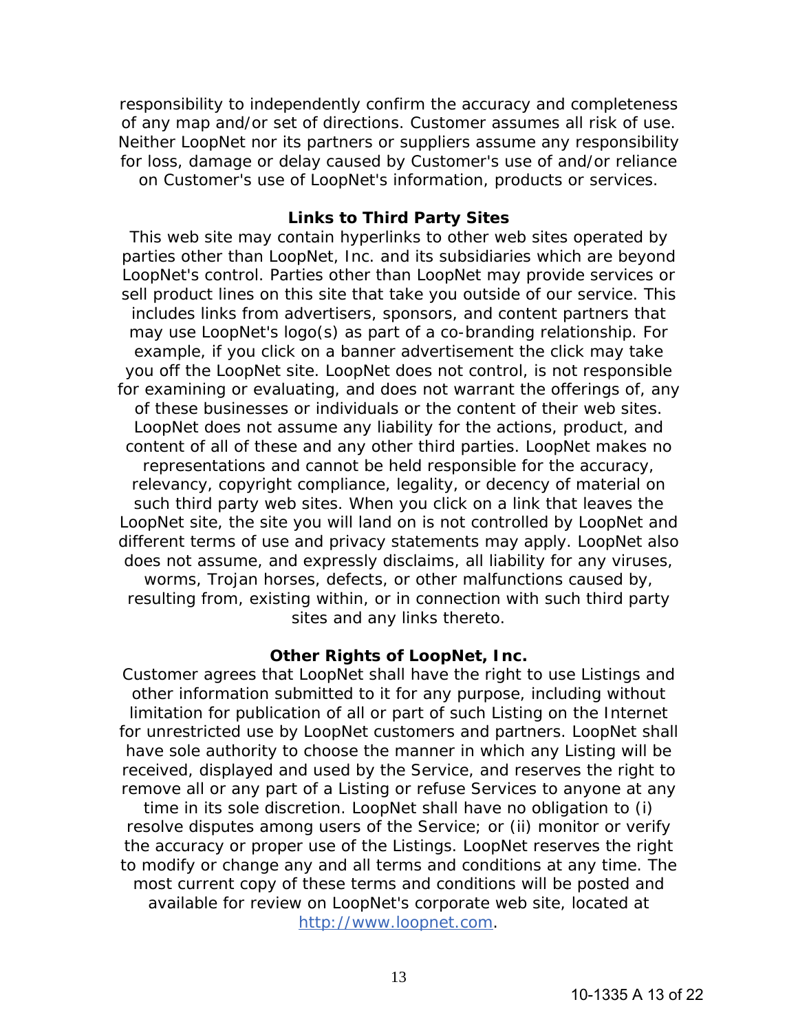responsibility to independently confirm the accuracy and completeness of any map and/or set of directions. Customer assumes all risk of use. Neither LoopNet nor its partners or suppliers assume any responsibility for loss, damage or delay caused by Customer's use of and/or reliance on Customer's use of LoopNet's information, products or services.

**Links to Third Party Sites**

This web site may contain hyperlinks to other web sites operated by parties other than LoopNet, Inc. and its subsidiaries which are beyond LoopNet's control. Parties other than LoopNet may provide services or sell product lines on this site that take you outside of our service. This includes links from advertisers, sponsors, and content partners that may use LoopNet's logo(s) as part of a co-branding relationship. For example, if you click on a banner advertisement the click may take you off the LoopNet site. LoopNet does not control, is not responsible for examining or evaluating, and does not warrant the offerings of, any of these businesses or individuals or the content of their web sites. LoopNet does not assume any liability for the actions, product, and content of all of these and any other third parties. LoopNet makes no representations and cannot be held responsible for the accuracy, relevancy, copyright compliance, legality, or decency of material on such third party web sites. When you click on a link that leaves the LoopNet site, the site you will land on is not controlled by LoopNet and different terms of use and privacy statements may apply. LoopNet also does not assume, and expressly disclaims, all liability for any viruses, worms, Trojan horses, defects, or other malfunctions caused by, resulting from, existing within, or in connection with such third party sites and any links thereto.

**Other Rights of LoopNet, Inc.**

Customer agrees that LoopNet shall have the right to use Listings and other information submitted to it for any purpose, including without limitation for publication of all or part of such Listing on the Internet for unrestricted use by LoopNet customers and partners. LoopNet shall have sole authority to choose the manner in which any Listing will be received, displayed and used by the Service, and reserves the right to remove all or any part of a Listing or refuse Services to anyone at any time in its sole discretion. LoopNet shall have no obligation to (i) resolve disputes among users of the Service; or (ii) monitor or verify the accuracy or proper use of the Listings. LoopNet reserves the right to modify or change any and all terms and conditions at any time. The most current copy of these terms and conditions will be posted and available for review on LoopNet's corporate web site, located at http://www.loopnet.com.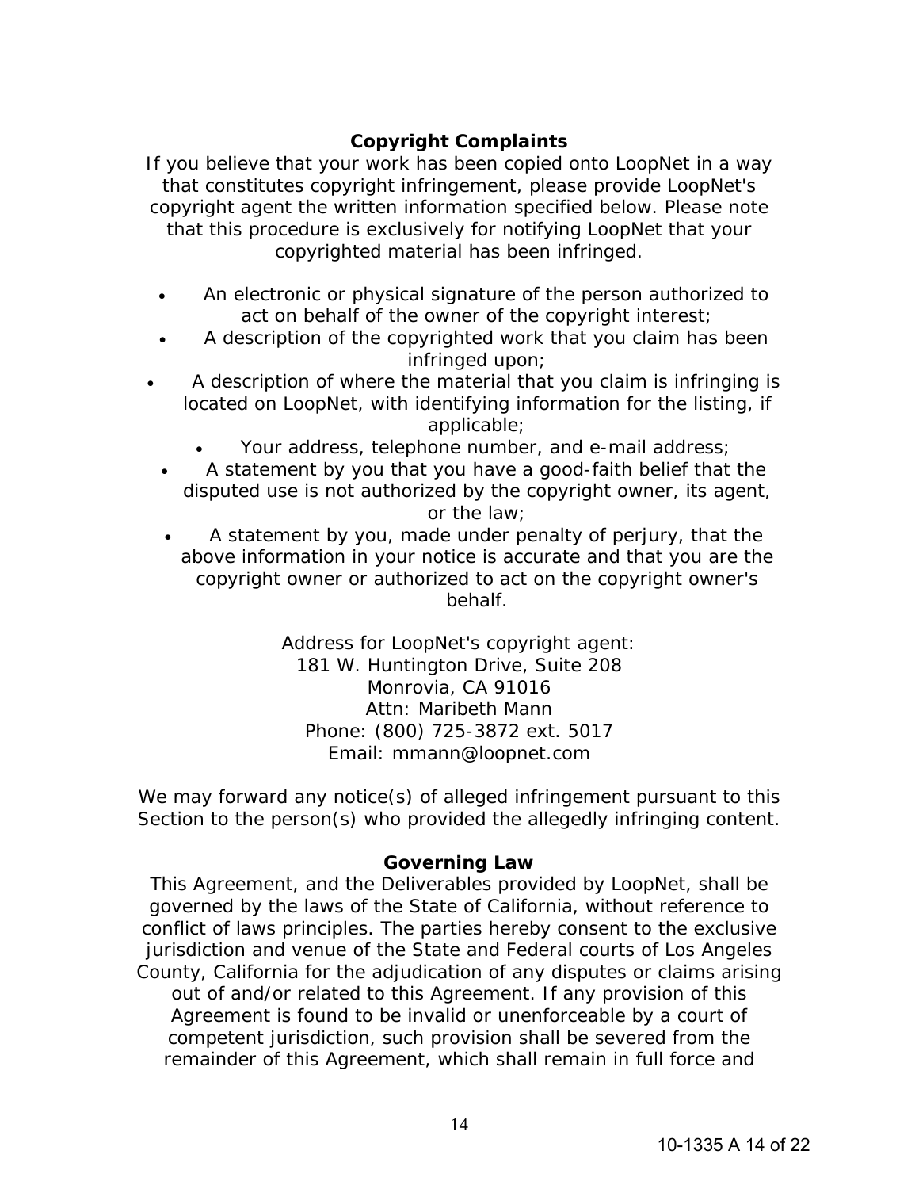## Copyright Complaints

If you believe that your work has been copied onto LoopNet in a way that constitutes copyright infringement, please provide LoopNet's copyright agent the written information specified below. Please note that this procedure is exclusively for notifying LoopNet that your copyrighted material has been infringed.

- An electronic or physical signature of the person authorized to act on behalf of the owner of the copyright interest;
- A description of the copyrighted work that you claim has been infringed upon;
- A description of where the material that you claim is infringing is located on LoopNet, with identifying information for the listing, if applicable;
- Your address, telephone number, and e-mail address;
- A statement by you that you have a good-faith belief that the disputed use is not authorized by the copyright owner, its agent, or the law;
- A statement by you, made under penalty of perjury, that the above information in your notice is accurate and that you are the copyright owner or authorized to act on the copyright owner's behalf.

Address for LoopNet's copyright agent:
181 W. Huntington Drive, Suite 208
Monrovia, CA 91016
Attn: Maribeth Mann
Phone: (800) 725-3872 ext. 5017
Email: mmann@loopnet.com

We may forward any notice(s) of alleged infringement pursuant to this Section to the person(s) who provided the allegedly infringing content.

## Governing Law

This Agreement, and the Deliverables provided by LoopNet, shall be governed by the laws of the State of California, without reference to conflict of laws principles. The parties hereby consent to the exclusive jurisdiction and venue of the State and Federal courts of Los Angeles County, California for the adjudication of any disputes or claims arising out of and/or related to this Agreement. If any provision of this Agreement is found to be invalid or unenforceable by a court of competent jurisdiction, such provision shall be severed from the remainder of this Agreement, which shall remain in full force and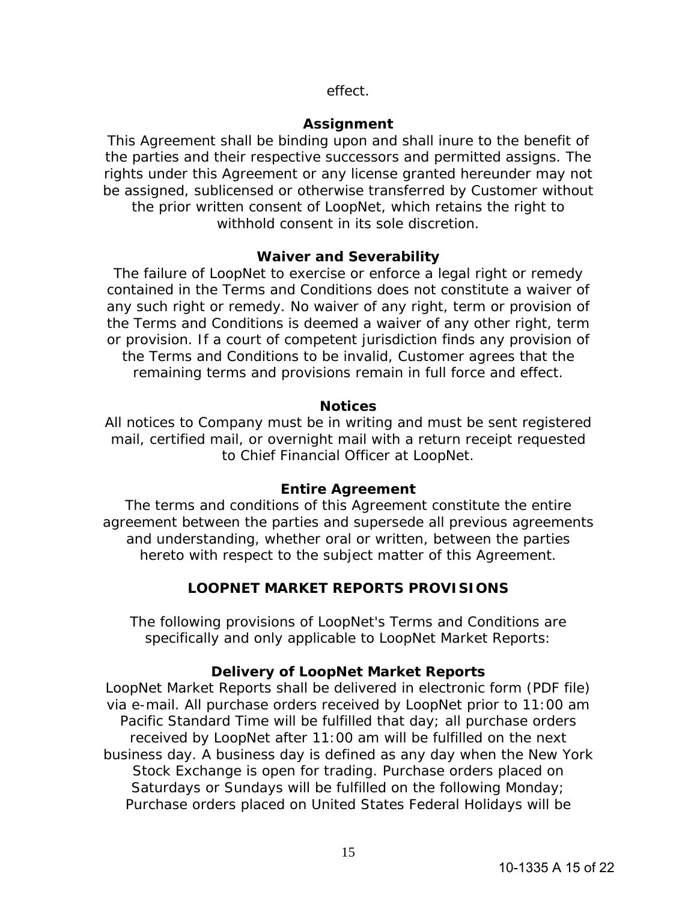effect.

**Assignment**

This Agreement shall be binding upon and shall inure to the benefit of the parties and their respective successors and permitted assigns. The rights under this Agreement or any license granted hereunder may not be assigned, sublicensed or otherwise transferred by Customer without the prior written consent of LoopNet, which retains the right to withhold consent in its sole discretion.

**Waiver and Severability**

The failure of LoopNet to exercise or enforce a legal right or remedy contained in the Terms and Conditions does not constitute a waiver of any such right or remedy. No waiver of any right, term or provision of the Terms and Conditions is deemed a waiver of any other right, term or provision. If a court of competent jurisdiction finds any provision of the Terms and Conditions to be invalid, Customer agrees that the remaining terms and provisions remain in full force and effect.

**Notices**

All notices to Company must be in writing and must be sent registered mail, certified mail, or overnight mail with a return receipt requested to Chief Financial Officer at LoopNet.

**Entire Agreement**

The terms and conditions of this Agreement constitute the entire agreement between the parties and supersede all previous agreements and understanding, whether oral or written, between the parties hereto with respect to the subject matter of this Agreement.

## LOOPNET MARKET REPORTS PROVISIONS

The following provisions of LoopNet's Terms and Conditions are specifically and only applicable to LoopNet Market Reports:

**Delivery of LoopNet Market Reports**

LoopNet Market Reports shall be delivered in electronic form (PDF file) via e-mail. All purchase orders received by LoopNet prior to 11:00 am Pacific Standard Time will be fulfilled that day; all purchase orders received by LoopNet after 11:00 am will be fulfilled on the next business day. A business day is defined as any day when the New York Stock Exchange is open for trading. Purchase orders placed on Saturdays or Sundays will be fulfilled on the following Monday; Purchase orders placed on United States Federal Holidays will be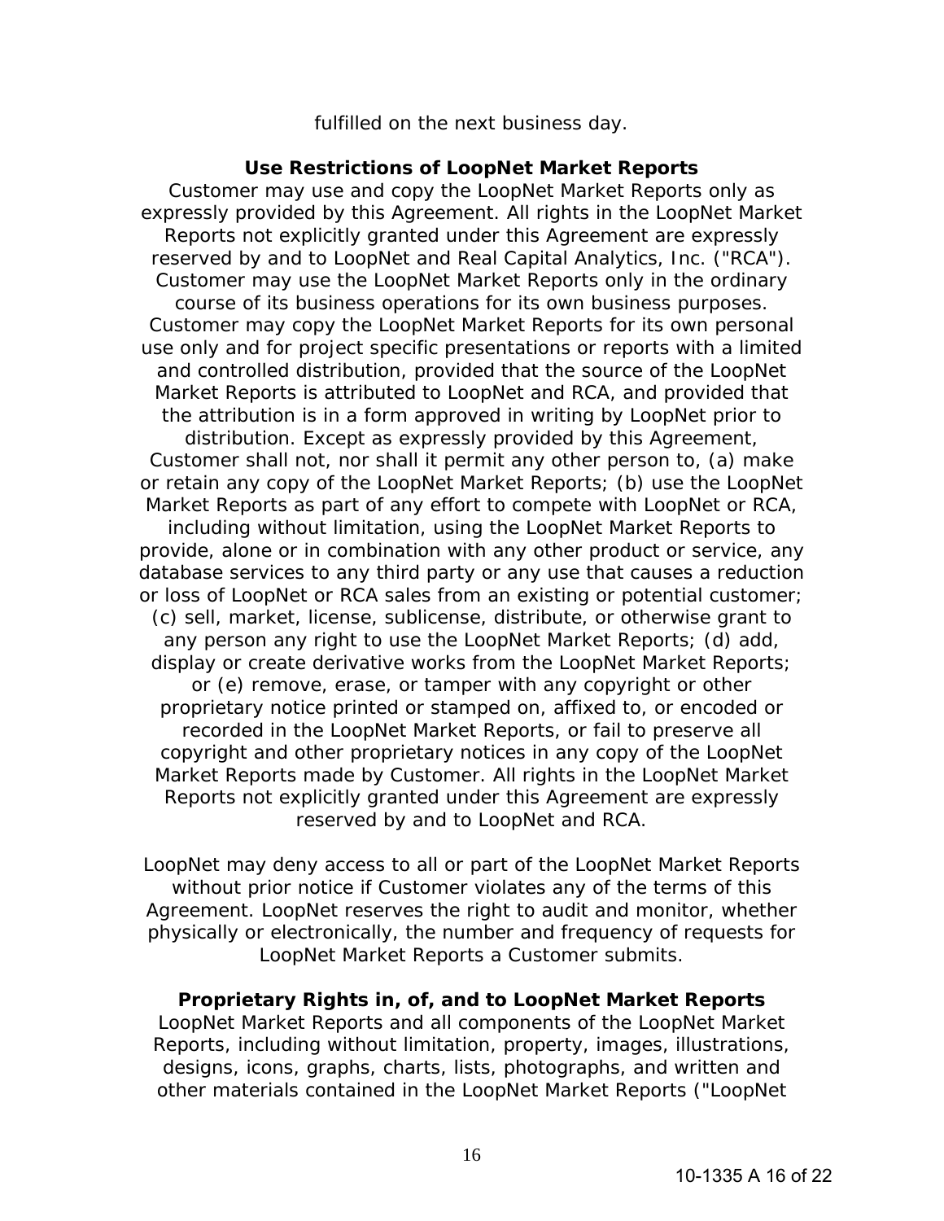fulfilled on the next business day.

**Use Restrictions of LoopNet Market Reports**

Customer may use and copy the LoopNet Market Reports only as expressly provided by this Agreement. All rights in the LoopNet Market Reports not explicitly granted under this Agreement are expressly reserved by and to LoopNet and Real Capital Analytics, Inc. ("RCA"). Customer may use the LoopNet Market Reports only in the ordinary course of its business operations for its own business purposes. Customer may copy the LoopNet Market Reports for its own personal use only and for project specific presentations or reports with a limited and controlled distribution, provided that the source of the LoopNet Market Reports is attributed to LoopNet and RCA, and provided that the attribution is in a form approved in writing by LoopNet prior to distribution. Except as expressly provided by this Agreement, Customer shall not, nor shall it permit any other person to, (a) make or retain any copy of the LoopNet Market Reports; (b) use the LoopNet Market Reports as part of any effort to compete with LoopNet or RCA, including without limitation, using the LoopNet Market Reports to provide, alone or in combination with any other product or service, any database services to any third party or any use that causes a reduction or loss of LoopNet or RCA sales from an existing or potential customer; (c) sell, market, license, sublicense, distribute, or otherwise grant to any person any right to use the LoopNet Market Reports; (d) add, display or create derivative works from the LoopNet Market Reports; or (e) remove, erase, or tamper with any copyright or other proprietary notice printed or stamped on, affixed to, or encoded or recorded in the LoopNet Market Reports, or fail to preserve all copyright and other proprietary notices in any copy of the LoopNet Market Reports made by Customer. All rights in the LoopNet Market Reports not explicitly granted under this Agreement are expressly reserved by and to LoopNet and RCA.

LoopNet may deny access to all or part of the LoopNet Market Reports without prior notice if Customer violates any of the terms of this Agreement. LoopNet reserves the right to audit and monitor, whether physically or electronically, the number and frequency of requests for LoopNet Market Reports a Customer submits.

**Proprietary Rights in, of, and to LoopNet Market Reports**

LoopNet Market Reports and all components of the LoopNet Market Reports, including without limitation, property, images, illustrations, designs, icons, graphs, charts, lists, photographs, and written and other materials contained in the LoopNet Market Reports ("LoopNet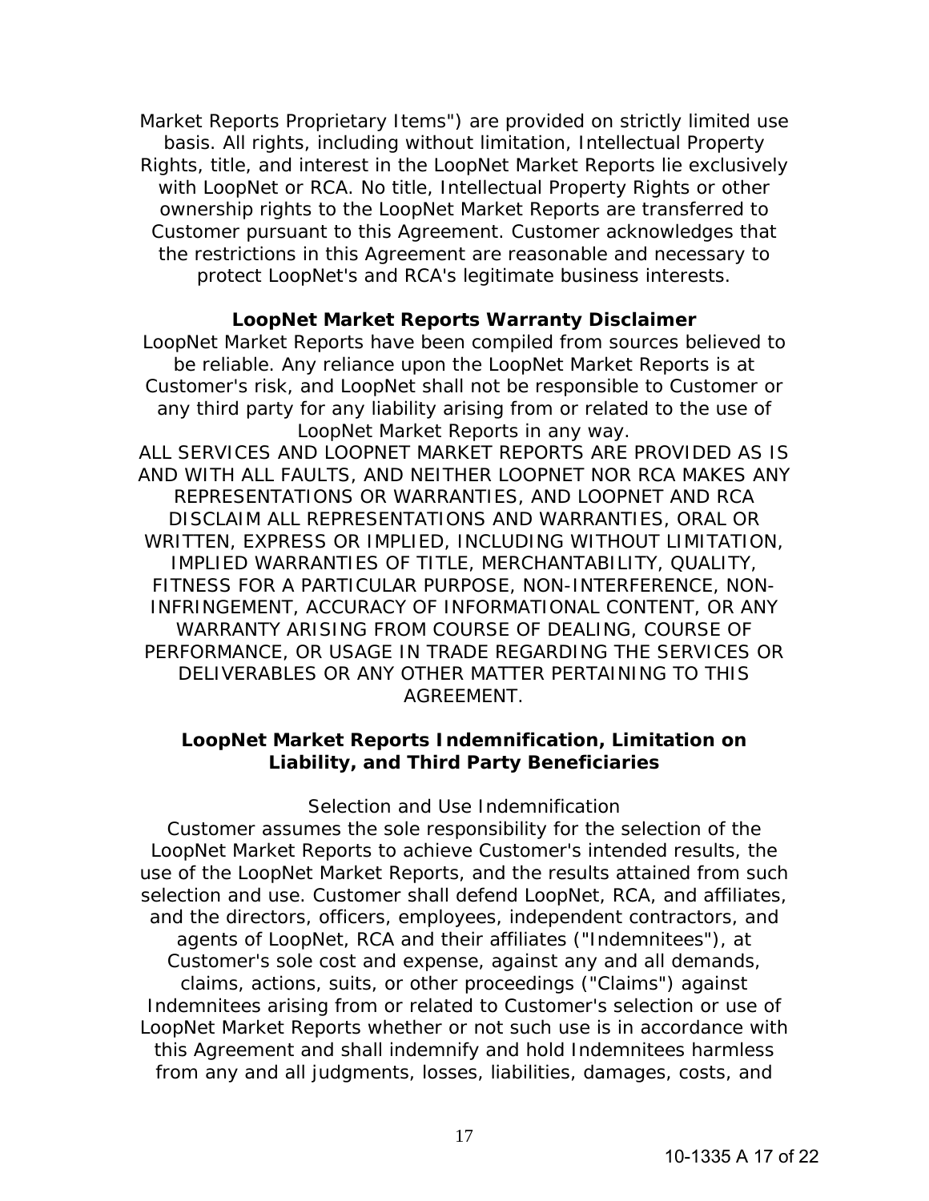Market Reports Proprietary Items") are provided on strictly limited use basis. All rights, including without limitation, Intellectual Property Rights, title, and interest in the LoopNet Market Reports lie exclusively with LoopNet or RCA. No title, Intellectual Property Rights or other ownership rights to the LoopNet Market Reports are transferred to Customer pursuant to this Agreement. Customer acknowledges that the restrictions in this Agreement are reasonable and necessary to protect LoopNet's and RCA's legitimate business interests.

**LoopNet Market Reports Warranty Disclaimer**

LoopNet Market Reports have been compiled from sources believed to be reliable. Any reliance upon the LoopNet Market Reports is at Customer's risk, and LoopNet shall not be responsible to Customer or any third party for any liability arising from or related to the use of LoopNet Market Reports in any way.

ALL SERVICES AND LOOPNET MARKET REPORTS ARE PROVIDED AS IS AND WITH ALL FAULTS, AND NEITHER LOOPNET NOR RCA MAKES ANY REPRESENTATIONS OR WARRANTIES, AND LOOPNET AND RCA DISCLAIM ALL REPRESENTATIONS AND WARRANTIES, ORAL OR WRITTEN, EXPRESS OR IMPLIED, INCLUDING WITHOUT LIMITATION, IMPLIED WARRANTIES OF TITLE, MERCHANTABILITY, QUALITY, FITNESS FOR A PARTICULAR PURPOSE, NON-INTERFERENCE, NON-INFRINGEMENT, ACCURACY OF INFORMATIONAL CONTENT, OR ANY WARRANTY ARISING FROM COURSE OF DEALING, COURSE OF PERFORMANCE, OR USAGE IN TRADE REGARDING THE SERVICES OR DELIVERABLES OR ANY OTHER MATTER PERTAINING TO THIS AGREEMENT.

**LoopNet Market Reports Indemnification, Limitation on Liability, and Third Party Beneficiaries**

Selection and Use Indemnification

Customer assumes the sole responsibility for the selection of the LoopNet Market Reports to achieve Customer's intended results, the use of the LoopNet Market Reports, and the results attained from such selection and use. Customer shall defend LoopNet, RCA, and affiliates, and the directors, officers, employees, independent contractors, and agents of LoopNet, RCA and their affiliates ("Indemnitees"), at Customer's sole cost and expense, against any and all demands, claims, actions, suits, or other proceedings ("Claims") against Indemnitees arising from or related to Customer's selection or use of LoopNet Market Reports whether or not such use is in accordance with this Agreement and shall indemnify and hold Indemnitees harmless from any and all judgments, losses, liabilities, damages, costs, and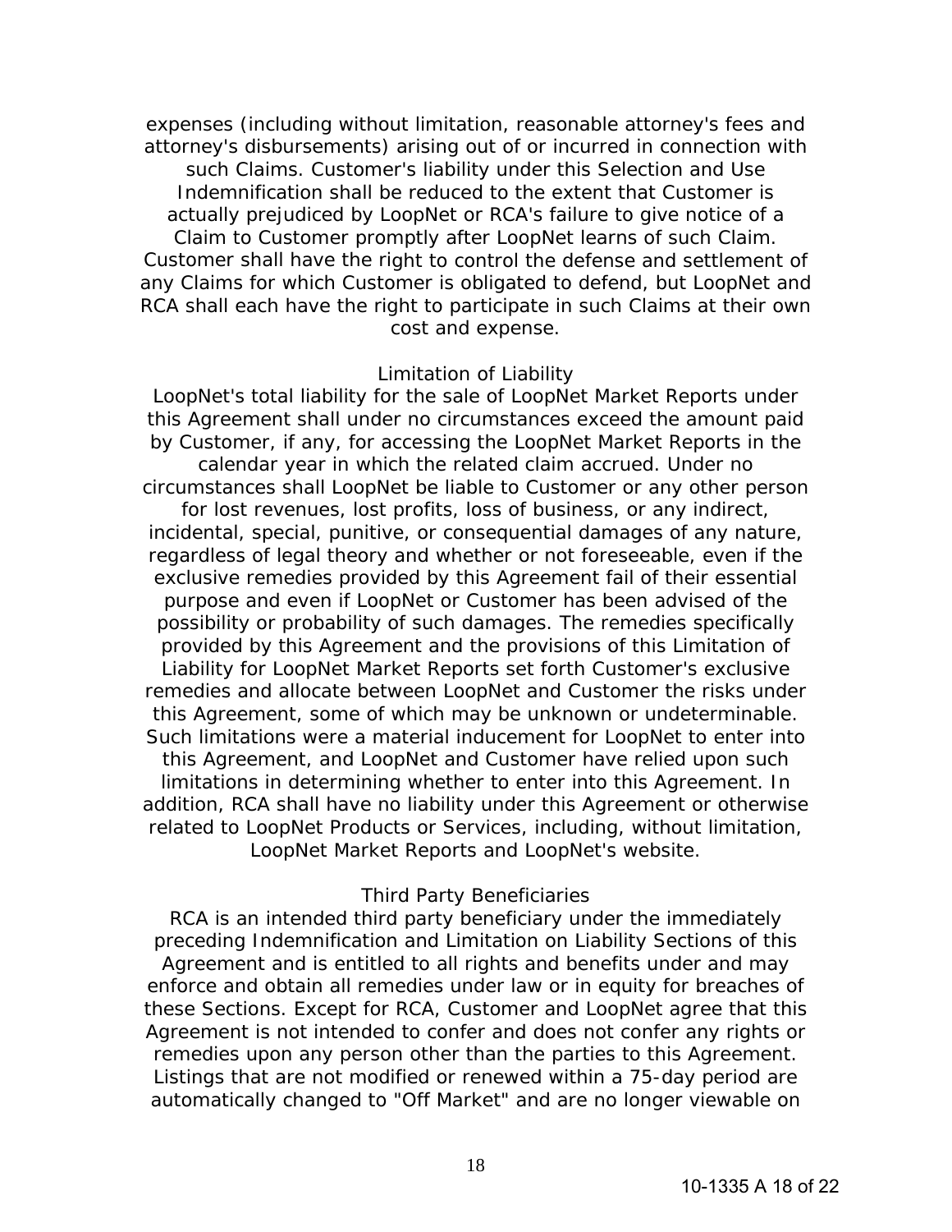expenses (including without limitation, reasonable attorney's fees and attorney's disbursements) arising out of or incurred in connection with such Claims. Customer's liability under this Selection and Use Indemnification shall be reduced to the extent that Customer is actually prejudiced by LoopNet or RCA's failure to give notice of a Claim to Customer promptly after LoopNet learns of such Claim. Customer shall have the right to control the defense and settlement of any Claims for which Customer is obligated to defend, but LoopNet and RCA shall each have the right to participate in such Claims at their own cost and expense.

Limitation of Liability

LoopNet's total liability for the sale of LoopNet Market Reports under this Agreement shall under no circumstances exceed the amount paid by Customer, if any, for accessing the LoopNet Market Reports in the calendar year in which the related claim accrued. Under no circumstances shall LoopNet be liable to Customer or any other person for lost revenues, lost profits, loss of business, or any indirect, incidental, special, punitive, or consequential damages of any nature, regardless of legal theory and whether or not foreseeable, even if the exclusive remedies provided by this Agreement fail of their essential purpose and even if LoopNet or Customer has been advised of the possibility or probability of such damages. The remedies specifically provided by this Agreement and the provisions of this Limitation of Liability for LoopNet Market Reports set forth Customer's exclusive remedies and allocate between LoopNet and Customer the risks under this Agreement, some of which may be unknown or undeterminable. Such limitations were a material inducement for LoopNet to enter into this Agreement, and LoopNet and Customer have relied upon such limitations in determining whether to enter into this Agreement. In addition, RCA shall have no liability under this Agreement or otherwise related to LoopNet Products or Services, including, without limitation, LoopNet Market Reports and LoopNet's website.

Third Party Beneficiaries

RCA is an intended third party beneficiary under the immediately preceding Indemnification and Limitation on Liability Sections of this Agreement and is entitled to all rights and benefits under and may enforce and obtain all remedies under law or in equity for breaches of these Sections. Except for RCA, Customer and LoopNet agree that this Agreement is not intended to confer and does not confer any rights or remedies upon any person other than the parties to this Agreement. Listings that are not modified or renewed within a 75-day period are automatically changed to "Off Market" and are no longer viewable on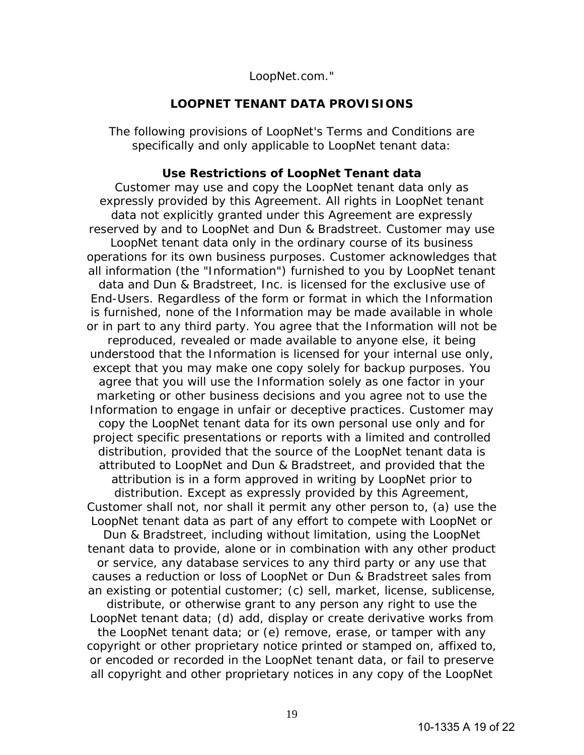LoopNet.com."

## LOOPNET TENANT DATA PROVISIONS

The following provisions of LoopNet's Terms and Conditions are specifically and only applicable to LoopNet tenant data:

### Use Restrictions of LoopNet Tenant data

Customer may use and copy the LoopNet tenant data only as expressly provided by this Agreement. All rights in LoopNet tenant data not explicitly granted under this Agreement are expressly reserved by and to LoopNet and Dun & Bradstreet. Customer may use LoopNet tenant data only in the ordinary course of its business operations for its own business purposes. Customer acknowledges that all information (the "Information") furnished to you by LoopNet tenant data and Dun & Bradstreet, Inc. is licensed for the exclusive use of End-Users. Regardless of the form or format in which the Information is furnished, none of the Information may be made available in whole or in part to any third party. You agree that the Information will not be reproduced, revealed or made available to anyone else, it being understood that the Information is licensed for your internal use only, except that you may make one copy solely for backup purposes. You agree that you will use the Information solely as one factor in your marketing or other business decisions and you agree not to use the Information to engage in unfair or deceptive practices. Customer may copy the LoopNet tenant data for its own personal use only and for project specific presentations or reports with a limited and controlled distribution, provided that the source of the LoopNet tenant data is attributed to LoopNet and Dun & Bradstreet, and provided that the attribution is in a form approved in writing by LoopNet prior to distribution. Except as expressly provided by this Agreement, Customer shall not, nor shall it permit any other person to, (a) use the LoopNet tenant data as part of any effort to compete with LoopNet or Dun & Bradstreet, including without limitation, using the LoopNet tenant data to provide, alone or in combination with any other product or service, any database services to any third party or any use that causes a reduction or loss of LoopNet or Dun & Bradstreet sales from an existing or potential customer; (c) sell, market, license, sublicense, distribute, or otherwise grant to any person any right to use the LoopNet tenant data; (d) add, display or create derivative works from the LoopNet tenant data; or (e) remove, erase, or tamper with any copyright or other proprietary notice printed or stamped on, affixed to, or encoded or recorded in the LoopNet tenant data, or fail to preserve all copyright and other proprietary notices in any copy of the LoopNet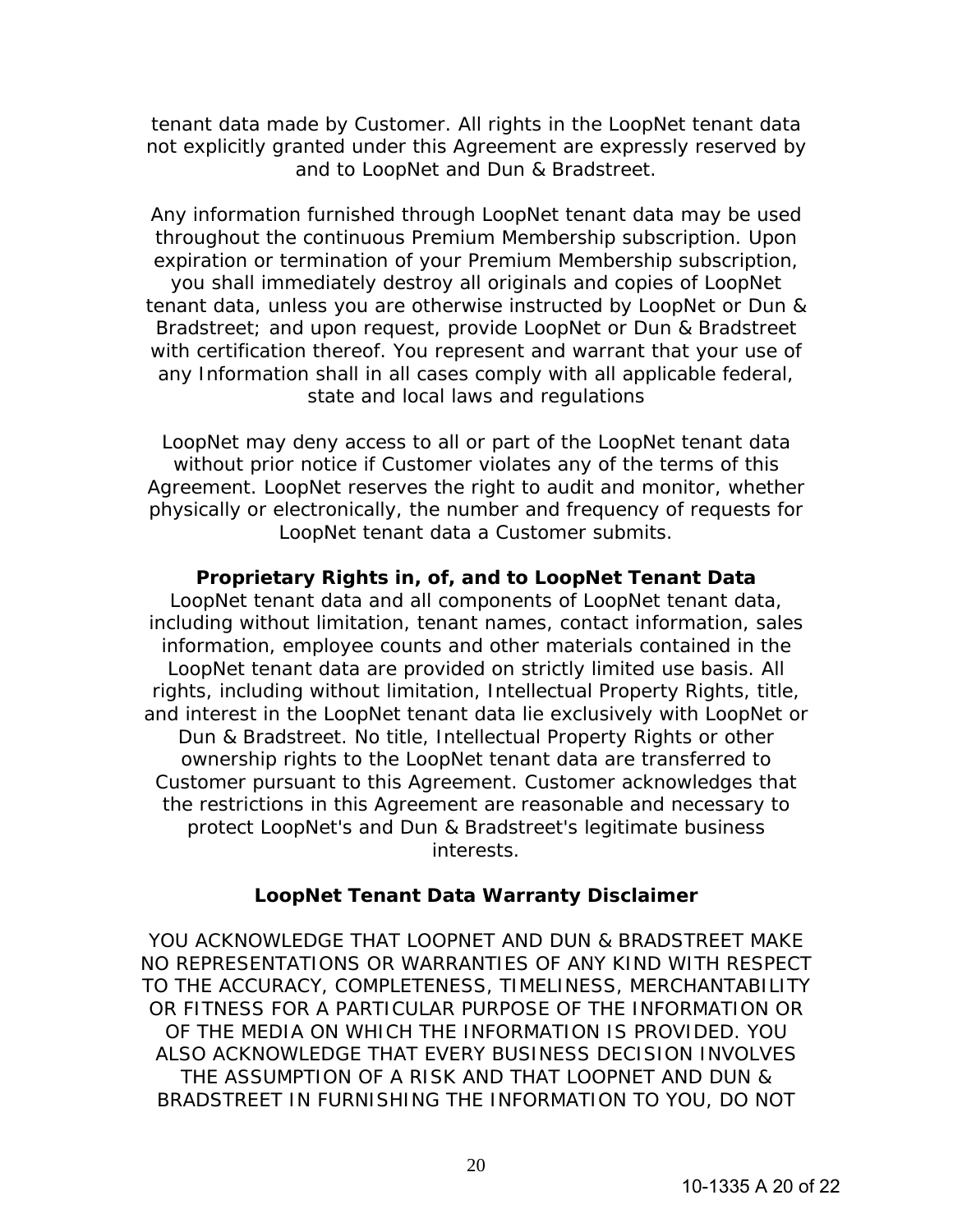tenant data made by Customer. All rights in the LoopNet tenant data not explicitly granted under this Agreement are expressly reserved by and to LoopNet and Dun & Bradstreet.

Any information furnished through LoopNet tenant data may be used throughout the continuous Premium Membership subscription. Upon expiration or termination of your Premium Membership subscription, you shall immediately destroy all originals and copies of LoopNet tenant data, unless you are otherwise instructed by LoopNet or Dun & Bradstreet; and upon request, provide LoopNet or Dun & Bradstreet with certification thereof. You represent and warrant that your use of any Information shall in all cases comply with all applicable federal, state and local laws and regulations

LoopNet may deny access to all or part of the LoopNet tenant data without prior notice if Customer violates any of the terms of this Agreement. LoopNet reserves the right to audit and monitor, whether physically or electronically, the number and frequency of requests for LoopNet tenant data a Customer submits.

**Proprietary Rights in, of, and to LoopNet Tenant Data**

LoopNet tenant data and all components of LoopNet tenant data, including without limitation, tenant names, contact information, sales information, employee counts and other materials contained in the LoopNet tenant data are provided on strictly limited use basis. All rights, including without limitation, Intellectual Property Rights, title, and interest in the LoopNet tenant data lie exclusively with LoopNet or Dun & Bradstreet. No title, Intellectual Property Rights or other ownership rights to the LoopNet tenant data are transferred to Customer pursuant to this Agreement. Customer acknowledges that the restrictions in this Agreement are reasonable and necessary to protect LoopNet's and Dun & Bradstreet's legitimate business interests.

**LoopNet Tenant Data Warranty Disclaimer**

YOU ACKNOWLEDGE THAT LOOPNET AND DUN & BRADSTREET MAKE NO REPRESENTATIONS OR WARRANTIES OF ANY KIND WITH RESPECT TO THE ACCURACY, COMPLETENESS, TIMELINESS, MERCHANTABILITY OR FITNESS FOR A PARTICULAR PURPOSE OF THE INFORMATION OR OF THE MEDIA ON WHICH THE INFORMATION IS PROVIDED. YOU ALSO ACKNOWLEDGE THAT EVERY BUSINESS DECISION INVOLVES THE ASSUMPTION OF A RISK AND THAT LOOPNET AND DUN & BRADSTREET IN FURNISHING THE INFORMATION TO YOU, DO NOT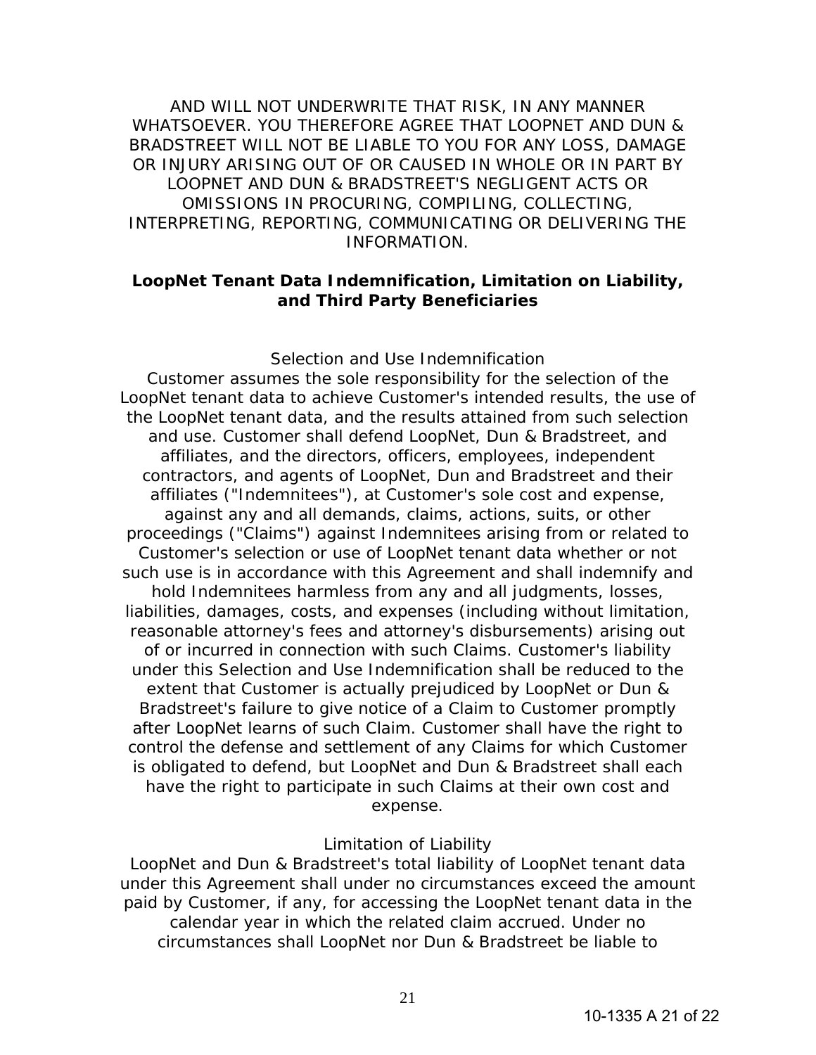AND WILL NOT UNDERWRITE THAT RISK, IN ANY MANNER WHATSOEVER. YOU THEREFORE AGREE THAT LOOPNET AND DUN & BRADSTREET WILL NOT BE LIABLE TO YOU FOR ANY LOSS, DAMAGE OR INJURY ARISING OUT OF OR CAUSED IN WHOLE OR IN PART BY LOOPNET AND DUN & BRADSTREET'S NEGLIGENT ACTS OR OMISSIONS IN PROCURING, COMPILING, COLLECTING, INTERPRETING, REPORTING, COMMUNICATING OR DELIVERING THE INFORMATION.

**LoopNet Tenant Data Indemnification, Limitation on Liability, and Third Party Beneficiaries**

Selection and Use Indemnification

Customer assumes the sole responsibility for the selection of the LoopNet tenant data to achieve Customer's intended results, the use of the LoopNet tenant data, and the results attained from such selection and use. Customer shall defend LoopNet, Dun & Bradstreet, and affiliates, and the directors, officers, employees, independent contractors, and agents of LoopNet, Dun and Bradstreet and their affiliates ("Indemnitees"), at Customer's sole cost and expense, against any and all demands, claims, actions, suits, or other proceedings ("Claims") against Indemnitees arising from or related to Customer's selection or use of LoopNet tenant data whether or not such use is in accordance with this Agreement and shall indemnify and hold Indemnitees harmless from any and all judgments, losses, liabilities, damages, costs, and expenses (including without limitation, reasonable attorney's fees and attorney's disbursements) arising out of or incurred in connection with such Claims. Customer's liability under this Selection and Use Indemnification shall be reduced to the extent that Customer is actually prejudiced by LoopNet or Dun & Bradstreet's failure to give notice of a Claim to Customer promptly after LoopNet learns of such Claim. Customer shall have the right to control the defense and settlement of any Claims for which Customer is obligated to defend, but LoopNet and Dun & Bradstreet shall each have the right to participate in such Claims at their own cost and expense.

Limitation of Liability

LoopNet and Dun & Bradstreet's total liability of LoopNet tenant data under this Agreement shall under no circumstances exceed the amount paid by Customer, if any, for accessing the LoopNet tenant data in the calendar year in which the related claim accrued. Under no circumstances shall LoopNet nor Dun & Bradstreet be liable to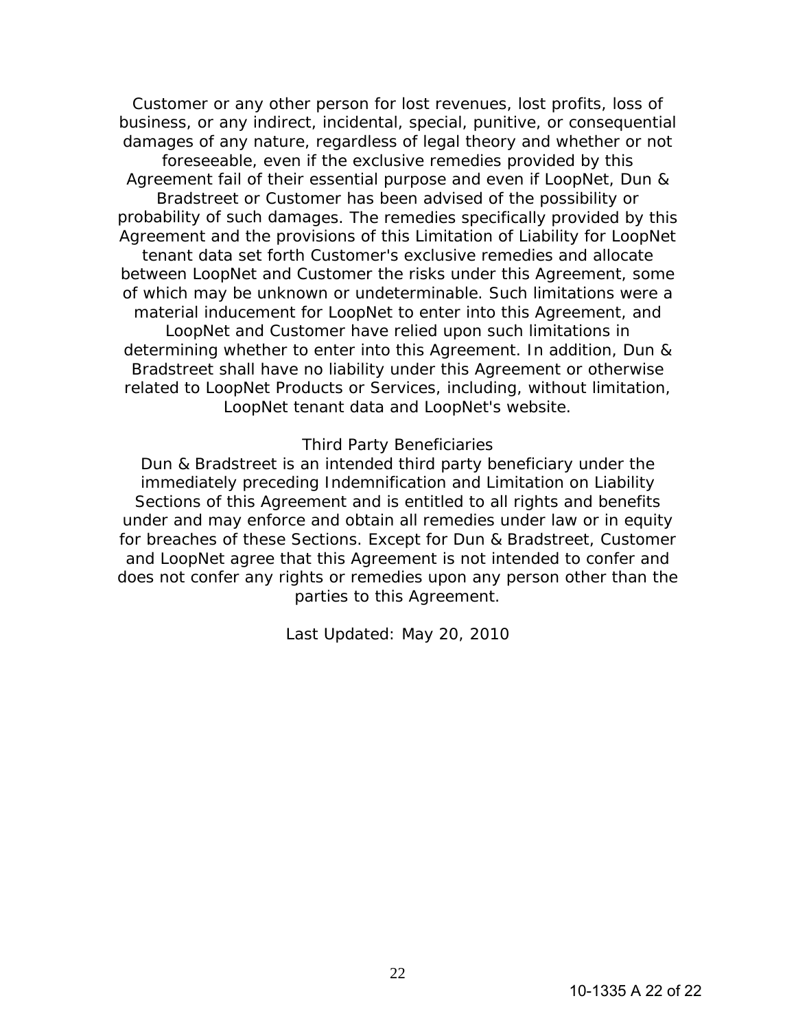Customer or any other person for lost revenues, lost profits, loss of business, or any indirect, incidental, special, punitive, or consequential damages of any nature, regardless of legal theory and whether or not foreseeable, even if the exclusive remedies provided by this Agreement fail of their essential purpose and even if LoopNet, Dun & Bradstreet or Customer has been advised of the possibility or probability of such damages. The remedies specifically provided by this Agreement and the provisions of this Limitation of Liability for LoopNet tenant data set forth Customer's exclusive remedies and allocate between LoopNet and Customer the risks under this Agreement, some of which may be unknown or undeterminable. Such limitations were a material inducement for LoopNet to enter into this Agreement, and LoopNet and Customer have relied upon such limitations in determining whether to enter into this Agreement. In addition, Dun & Bradstreet shall have no liability under this Agreement or otherwise related to LoopNet Products or Services, including, without limitation, LoopNet tenant data and LoopNet's website.

Third Party Beneficiaries

Dun & Bradstreet is an intended third party beneficiary under the immediately preceding Indemnification and Limitation on Liability Sections of this Agreement and is entitled to all rights and benefits under and may enforce and obtain all remedies under law or in equity for breaches of these Sections. Except for Dun & Bradstreet, Customer and LoopNet agree that this Agreement is not intended to confer and does not confer any rights or remedies upon any person other than the parties to this Agreement.

Last Updated: May 20, 2010